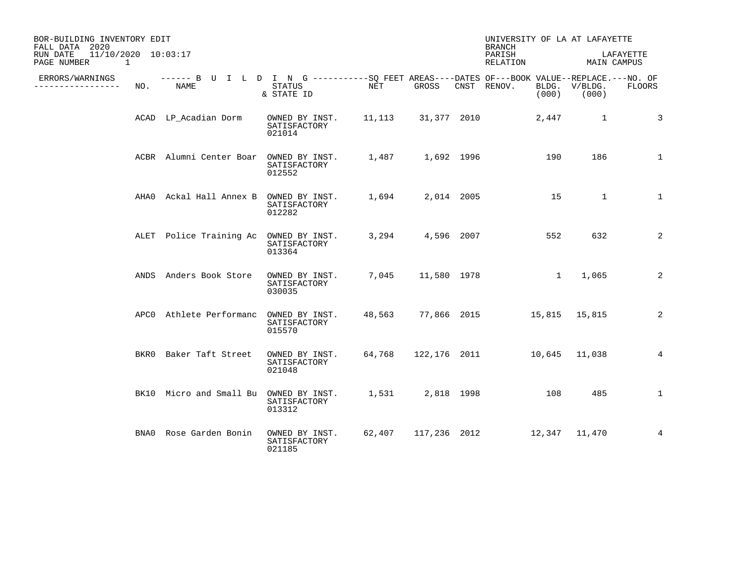BOR-BUILDING INVENTORY EDIT
FALL DATA 2020
RUN DATE 11/10/2020 10:03:17

UNIVERSITY OF LA AT LAFAYETTE
BRANCH
PARISH LAFAYETTE
RELATION MAIN CAMPUS

| ERRORS/WARNINGS | NO. | BUILDING NAME | STATUS & STATE ID | SQ FEET AREAS NET | SQ FEET AREAS GROSS | DATES OF CNST | DATES OF RENOV. | BOOK VALUE BLDG. (000) | REPLACE. V/BLDG. (000) | NO. OF FLOORS |
|---|---|---|---|---|---|---|---|---|---|---|
| | ACAD | LP_Acadian Dorm | OWNED BY INST. SATISFACTORY 021014 | 11,113 | 31,377 | 2010 | | 2,447 | 1 | 3 |
| | ACBR | Alumni Center Boar | OWNED BY INST. SATISFACTORY 012552 | 1,487 | 1,692 | 1996 | | 190 | 186 | 1 |
| | AHA0 | Ackal Hall Annex B | OWNED BY INST. SATISFACTORY 012282 | 1,694 | 2,014 | 2005 | | 15 | 1 | 1 |
| | ALET | Police Training Ac | OWNED BY INST. SATISFACTORY 013364 | 3,294 | 4,596 | 2007 | | 552 | 632 | 2 |
| | ANDS | Anders Book Store | OWNED BY INST. SATISFACTORY 030035 | 7,045 | 11,580 | 1978 | | 1 | 1,065 | 2 |
| | APC0 | Athlete Performanc | OWNED BY INST. SATISFACTORY 015570 | 48,563 | 77,866 | 2015 | | 15,815 | 15,815 | 2 |
| | BKR0 | Baker Taft Street | OWNED BY INST. SATISFACTORY 021048 | 64,768 | 122,176 | 2011 | | 10,645 | 11,038 | 4 |
| | BK10 | Micro and Small Bu | OWNED BY INST. SATISFACTORY 013312 | 1,531 | 2,818 | 1998 | | 108 | 485 | 1 |
| | BNA0 | Rose Garden Bonin | OWNED BY INST. SATISFACTORY 021185 | 62,407 | 117,236 | 2012 | | 12,347 | 11,470 | 4 |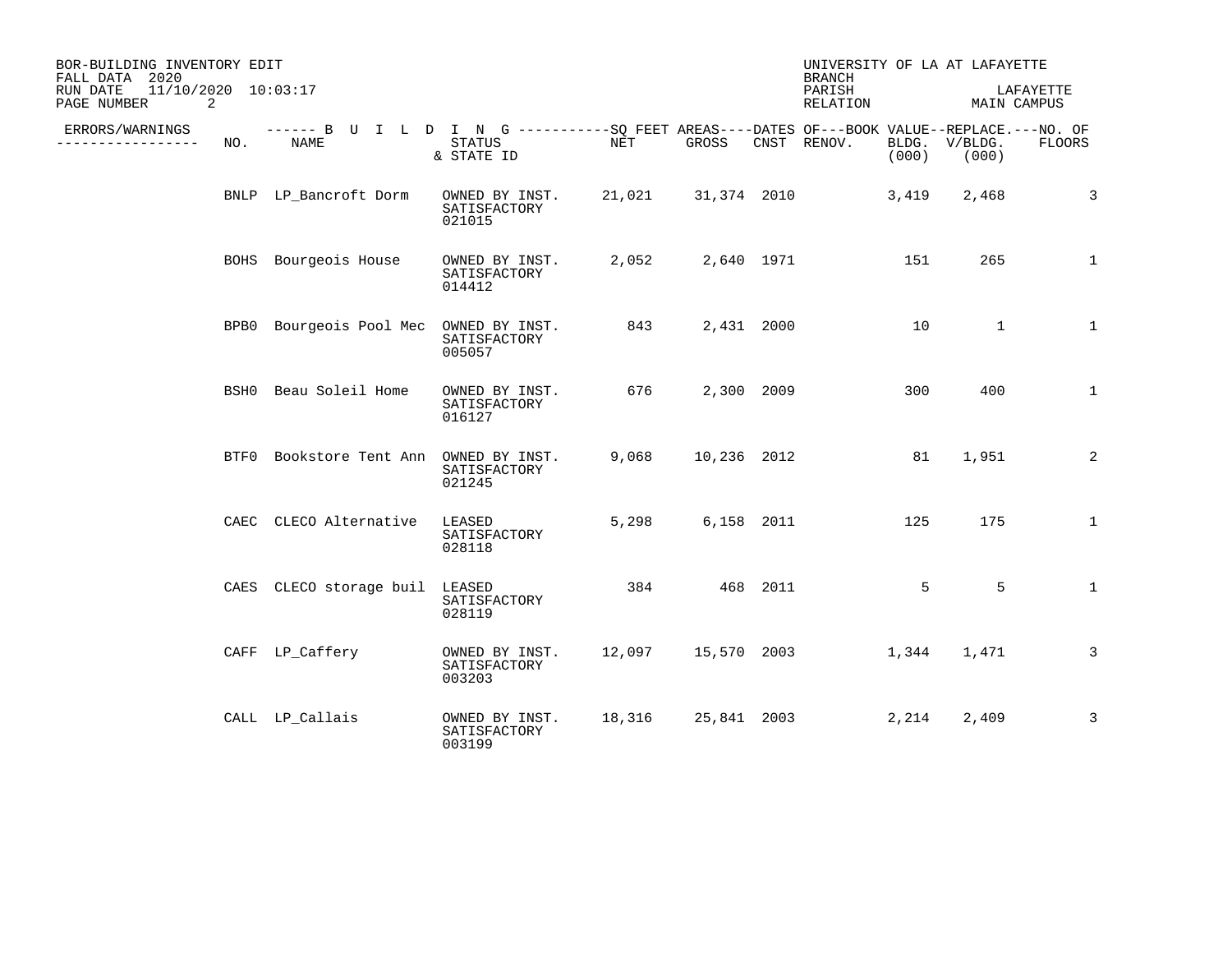BOR-BUILDING INVENTORY EDIT
FALL DATA 2020
RUN DATE 11/10/2020 10:03:17

UNIVERSITY OF LA AT LAFAYETTE
BRANCH
PARISH LAFAYETTE
RELATION MAIN CAMPUS

| ERRORS/WARNINGS | NO. | NAME | STATUS & STATE ID | SQ FEET AREAS NET | SQ FEET AREAS GROSS | DATES OF CNST | DATES OF RENOV. | BOOK VALUE BLDG. (000) | REPLACE. V/BLDG. (000) | NO. OF FLOORS |
|---|---|---|---|---|---|---|---|---|---|---|
| | BNLP | LP_Bancroft Dorm | OWNED BY INST. SATISFACTORY 021015 | 21,021 | 31,374 | 2010 | | 3,419 | 2,468 | 3 |
| | BOHS | Bourgeois House | OWNED BY INST. SATISFACTORY 014412 | 2,052 | 2,640 | 1971 | | 151 | 265 | 1 |
| | BPB0 | Bourgeois Pool Mec | OWNED BY INST. SATISFACTORY 005057 | 843 | 2,431 | 2000 | | 10 | 1 | 1 |
| | BSH0 | Beau Soleil Home | OWNED BY INST. SATISFACTORY 016127 | 676 | 2,300 | 2009 | | 300 | 400 | 1 |
| | BTF0 | Bookstore Tent Ann | OWNED BY INST. SATISFACTORY 021245 | 9,068 | 10,236 | 2012 | | 81 | 1,951 | 2 |
| | CAEC | CLECO Alternative | LEASED SATISFACTORY 028118 | 5,298 | 6,158 | 2011 | | 125 | 175 | 1 |
| | CAES | CLECO storage buil | LEASED SATISFACTORY 028119 | 384 | 468 | 2011 | | 5 | 5 | 1 |
| | CAFF | LP_Caffery | OWNED BY INST. SATISFACTORY 003203 | 12,097 | 15,570 | 2003 | | 1,344 | 1,471 | 3 |
| | CALL | LP_Callais | OWNED BY INST. SATISFACTORY 003199 | 18,316 | 25,841 | 2003 | | 2,214 | 2,409 | 3 |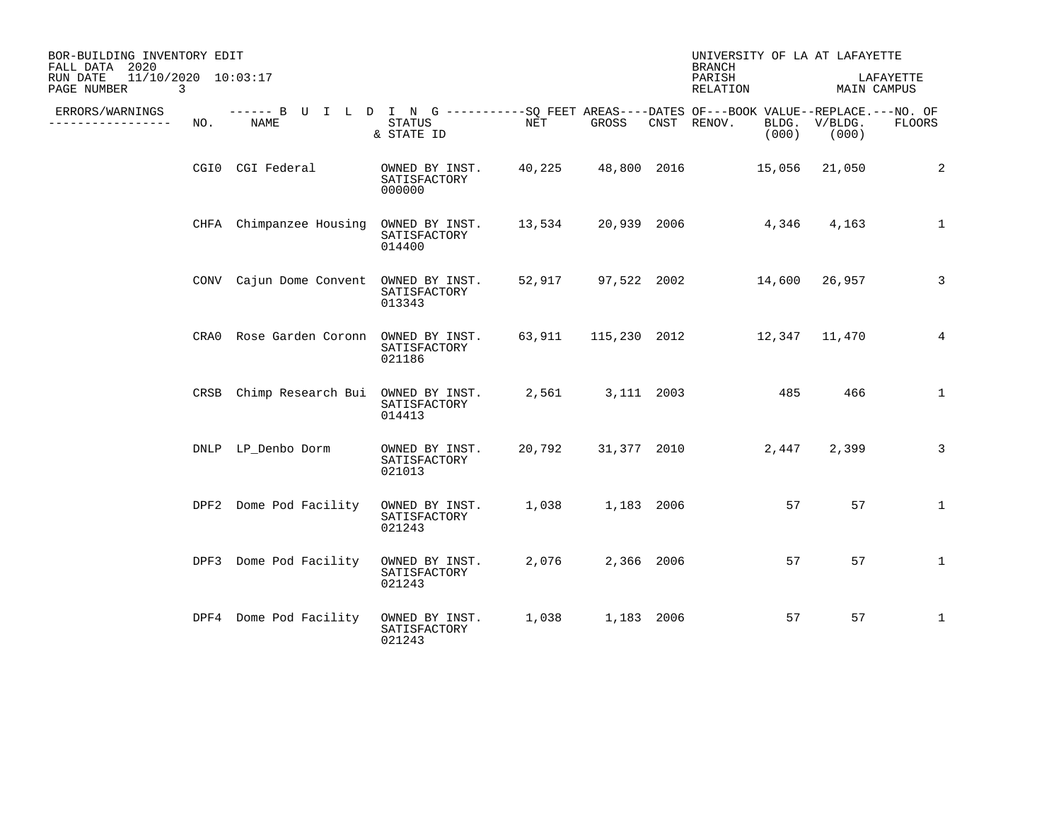BOR-BUILDING INVENTORY EDIT
FALL DATA 2020
RUN DATE 11/10/2020 10:03:17

UNIVERSITY OF LA AT LAFAYETTE
BRANCH
PARISH LAFAYETTE
RELATION MAIN CAMPUS

| ERRORS/WARNINGS | NO. | NAME | STATUS & STATE ID | NET | GROSS | CNST | RENOV. | BLDG. (000) | V/BLDG. (000) | FLOORS |
|---|---|---|---|---|---|---|---|---|---|---|
| | CGI0 | CGI Federal | OWNED BY INST. SATISFACTORY 000000 | 40,225 | 48,800 | 2016 | | 15,056 | 21,050 | 2 |
| | CHFA | Chimpanzee Housing | OWNED BY INST. SATISFACTORY 014400 | 13,534 | 20,939 | 2006 | | 4,346 | 4,163 | 1 |
| | CONV | Cajun Dome Convent | OWNED BY INST. SATISFACTORY 013343 | 52,917 | 97,522 | 2002 | | 14,600 | 26,957 | 3 |
| | CRA0 | Rose Garden Coronn | OWNED BY INST. SATISFACTORY 021186 | 63,911 | 115,230 | 2012 | | 12,347 | 11,470 | 4 |
| | CRSB | Chimp Research Bui | OWNED BY INST. SATISFACTORY 014413 | 2,561 | 3,111 | 2003 | | 485 | 466 | 1 |
| | DNLP | LP_Denbo Dorm | OWNED BY INST. SATISFACTORY 021013 | 20,792 | 31,377 | 2010 | | 2,447 | 2,399 | 3 |
| | DPF2 | Dome Pod Facility | OWNED BY INST. SATISFACTORY 021243 | 1,038 | 1,183 | 2006 | | 57 | 57 | 1 |
| | DPF3 | Dome Pod Facility | OWNED BY INST. SATISFACTORY 021243 | 2,076 | 2,366 | 2006 | | 57 | 57 | 1 |
| | DPF4 | Dome Pod Facility | OWNED BY INST. SATISFACTORY 021243 | 1,038 | 1,183 | 2006 | | 57 | 57 | 1 |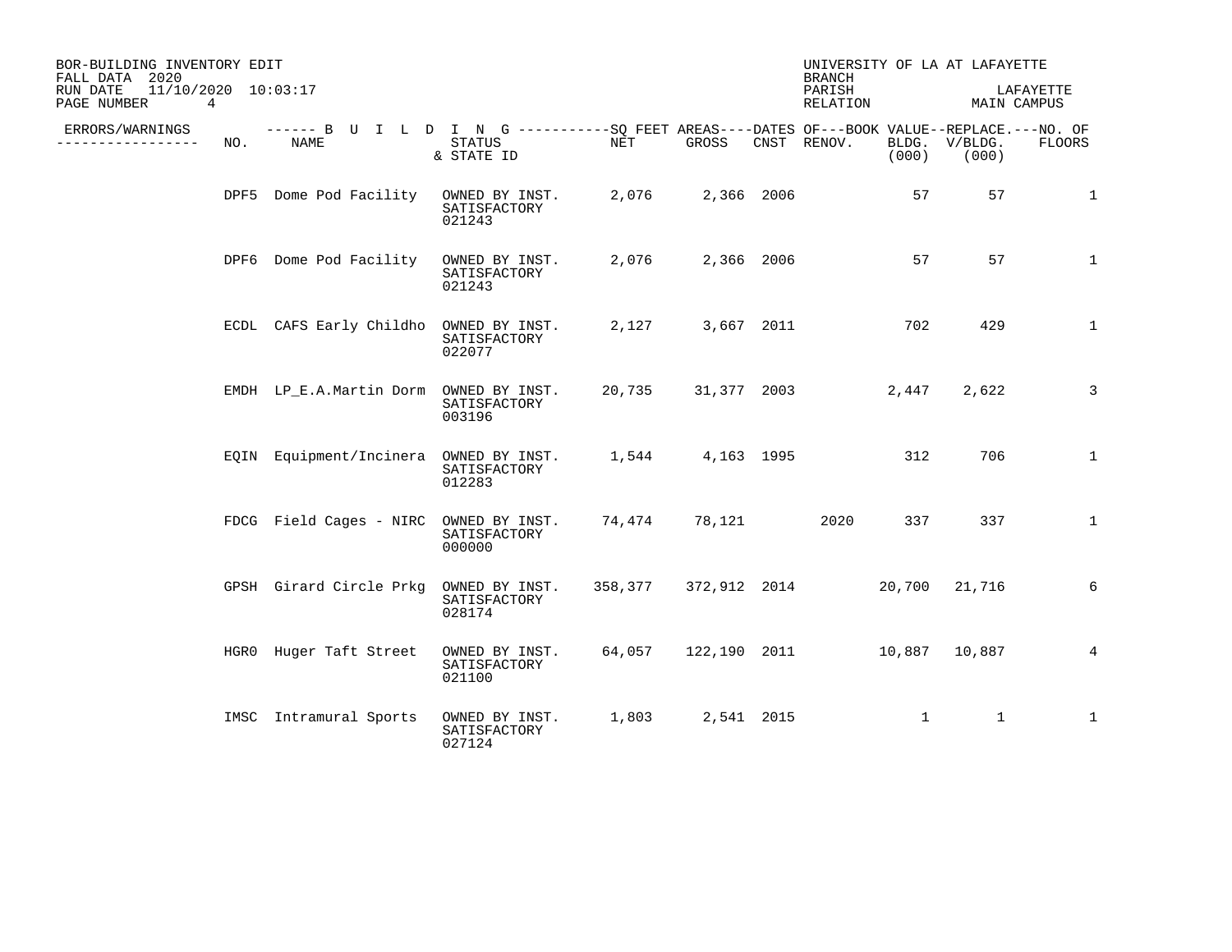BOR-BUILDING INVENTORY EDIT
FALL DATA 2020
RUN DATE 11/10/2020 10:03:17

UNIVERSITY OF LA AT LAFAYETTE
BRANCH
PARISH LAFAYETTE
RELATION MAIN CAMPUS

| ERRORS/WARNINGS | NO. | BUILDING NAME | STATUS & STATE ID | SQ FEET AREAS NET | SQ FEET AREAS GROSS | DATES OF CNST | DATES OF RENOV. | BOOK VALUE BLDG. (000) | REPLACE. V/BLDG. (000) | NO. OF FLOORS |
|---|---|---|---|---|---|---|---|---|---|---|
| | DPF5 | Dome Pod Facility | OWNED BY INST. SATISFACTORY 021243 | 2,076 | 2,366 | 2006 | | 57 | 57 | 1 |
| | DPF6 | Dome Pod Facility | OWNED BY INST. SATISFACTORY 021243 | 2,076 | 2,366 | 2006 | | 57 | 57 | 1 |
| | ECDL | CAFS Early Childho | OWNED BY INST. SATISFACTORY 022077 | 2,127 | 3,667 | 2011 | | 702 | 429 | 1 |
| | EMDH | LP_E.A.Martin Dorm | OWNED BY INST. SATISFACTORY 003196 | 20,735 | 31,377 | 2003 | | 2,447 | 2,622 | 3 |
| | EQIN | Equipment/Incinera | OWNED BY INST. SATISFACTORY 012283 | 1,544 | 4,163 | 1995 | | 312 | 706 | 1 |
| | FDCG | Field Cages - NIRC | OWNED BY INST. SATISFACTORY 000000 | 74,474 | 78,121 | | 2020 | 337 | 337 | 1 |
| | GPSH | Girard Circle Prkg | OWNED BY INST. SATISFACTORY 028174 | 358,377 | 372,912 | 2014 | | 20,700 | 21,716 | 6 |
| | HGR0 | Huger Taft Street | OWNED BY INST. SATISFACTORY 021100 | 64,057 | 122,190 | 2011 | | 10,887 | 10,887 | 4 |
| | IMSC | Intramural Sports | OWNED BY INST. SATISFACTORY 027124 | 1,803 | 2,541 | 2015 | | 1 | 1 | 1 |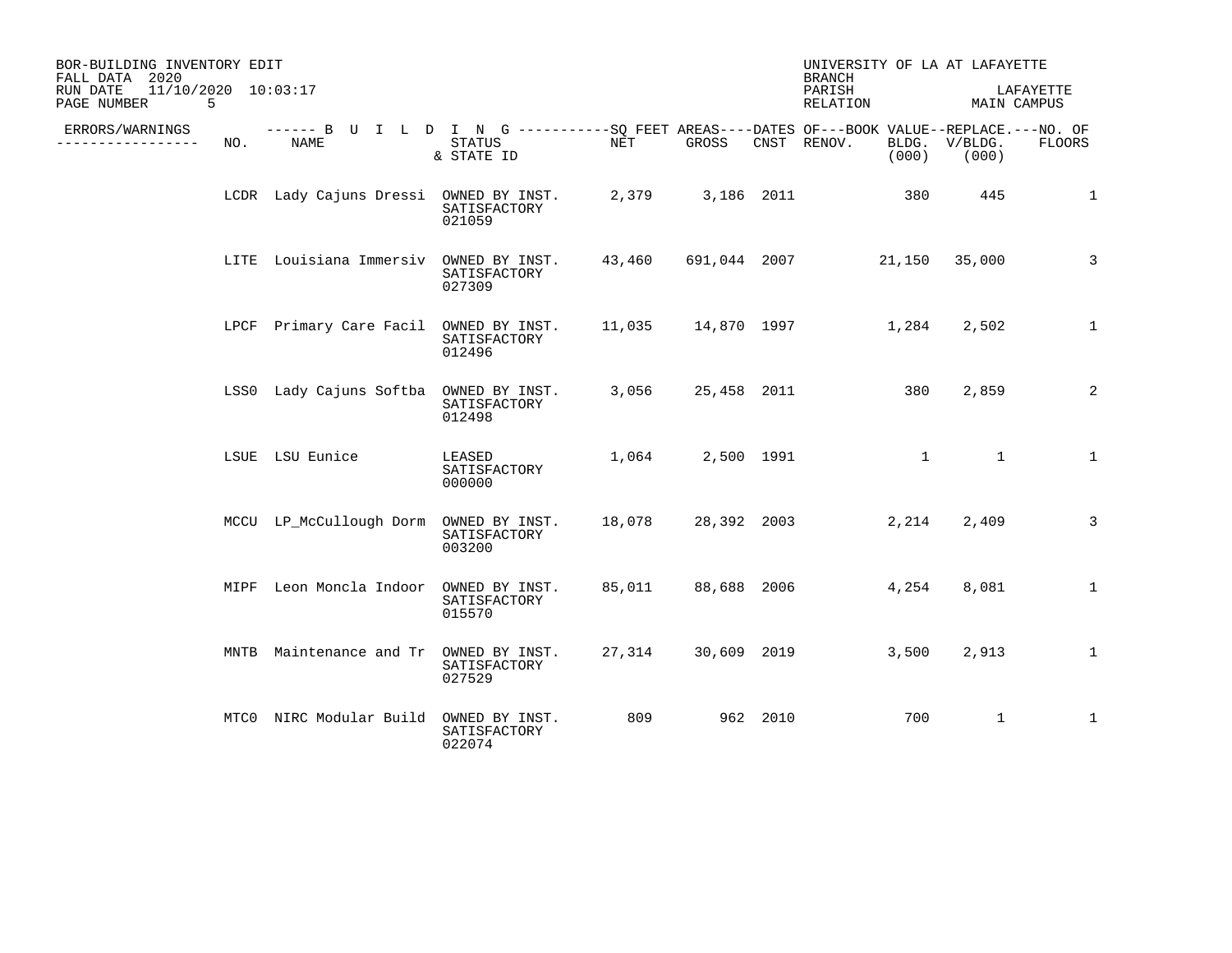BOR-BUILDING INVENTORY EDIT
FALL DATA 2020
RUN DATE 11/10/2020 10:03:17

UNIVERSITY OF LA AT LAFAYETTE
BRANCH
PARISH LAFAYETTE
RELATION MAIN CAMPUS

| ERRORS/WARNINGS | NO. | NAME | STATUS & STATE ID | NET | GROSS | CNST | RENOV. | BLDG. (000) | REPLACE. V/BLDG. (000) | NO. OF FLOORS |
|---|---|---|---|---|---|---|---|---|---|---|
| | LCDR | Lady Cajuns Dressi | OWNED BY INST. SATISFACTORY 021059 | 2,379 | 3,186 | 2011 | | 380 | 445 | 1 |
| | LITE | Louisiana Immersiv | OWNED BY INST. SATISFACTORY 027309 | 43,460 | 691,044 | 2007 | | 21,150 | 35,000 | 3 |
| | LPCF | Primary Care Facil | OWNED BY INST. SATISFACTORY 012496 | 11,035 | 14,870 | 1997 | | 1,284 | 2,502 | 1 |
| | LSS0 | Lady Cajuns Softba | OWNED BY INST. SATISFACTORY 012498 | 3,056 | 25,458 | 2011 | | 380 | 2,859 | 2 |
| | LSUE | LSU Eunice | LEASED SATISFACTORY 000000 | 1,064 | 2,500 | 1991 | | 1 | 1 | 1 |
| | MCCU | LP_McCullough Dorm | OWNED BY INST. SATISFACTORY 003200 | 18,078 | 28,392 | 2003 | | 2,214 | 2,409 | 3 |
| | MIPF | Leon Moncla Indoor | OWNED BY INST. SATISFACTORY 015570 | 85,011 | 88,688 | 2006 | | 4,254 | 8,081 | 1 |
| | MNTB | Maintenance and Tr | OWNED BY INST. SATISFACTORY 027529 | 27,314 | 30,609 | 2019 | | 3,500 | 2,913 | 1 |
| | MTC0 | NIRC Modular Build | OWNED BY INST. SATISFACTORY 022074 | 809 | 962 | 2010 | | 700 | 1 | 1 |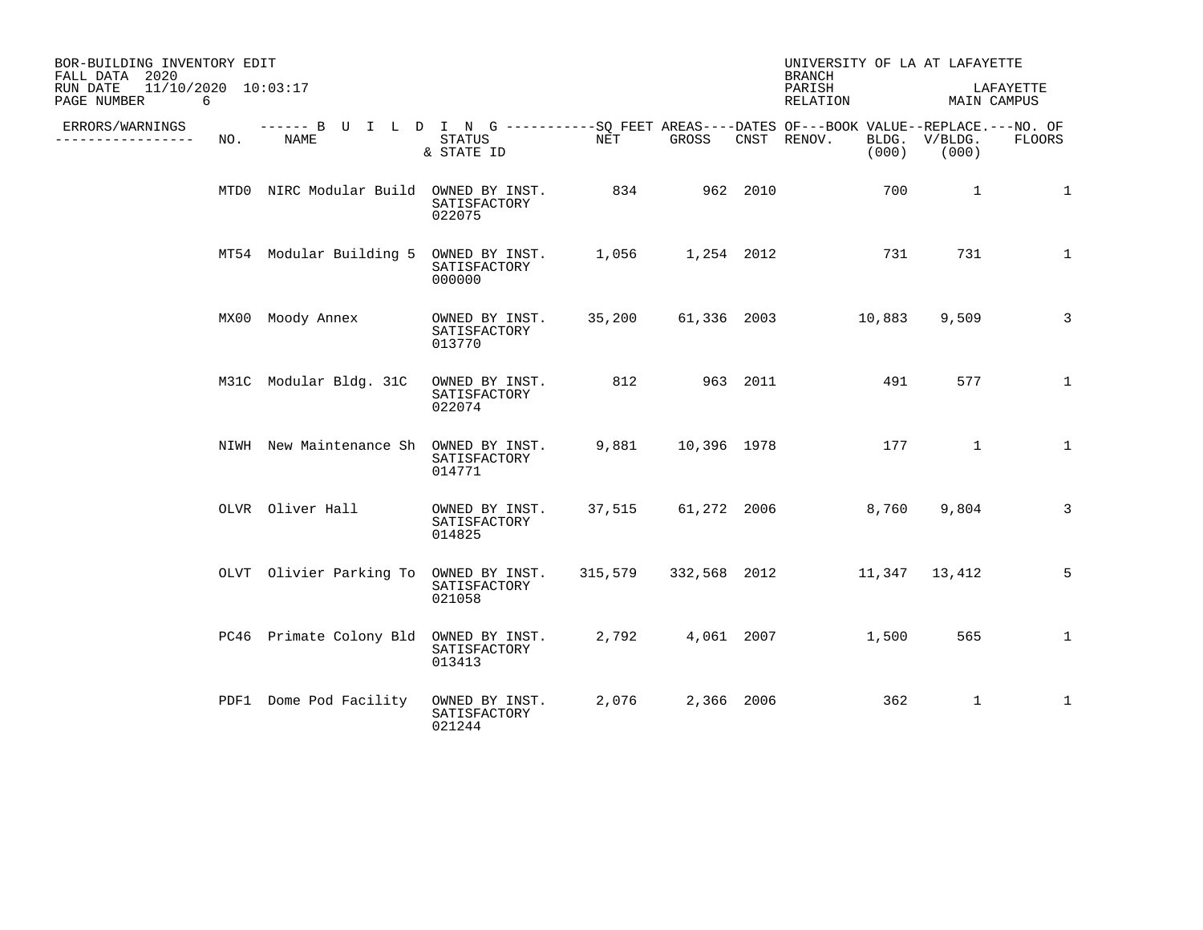BOR-BUILDING INVENTORY EDIT
FALL DATA 2020
RUN DATE 11/10/2020 10:03:17

UNIVERSITY OF LA AT LAFAYETTE
BRANCH
PARISH LAFAYETTE
RELATION MAIN CAMPUS

| ERRORS/WARNINGS | NO. | NAME | STATUS & STATE ID | NET | GROSS | CNST | RENOV. | BOOK VALUE BLDG. (000) | REPLACE. V/BLDG. (000) | NO. OF FLOORS |
|---|---|---|---|---|---|---|---|---|---|---|
| | MTD0 | NIRC Modular Build | OWNED BY INST. SATISFACTORY 022075 | 834 | 962 | 2010 | | 700 | 1 | 1 |
| | MT54 | Modular Building 5 | OWNED BY INST. SATISFACTORY 000000 | 1,056 | 1,254 | 2012 | | 731 | 731 | 1 |
| | MX00 | Moody Annex | OWNED BY INST. SATISFACTORY 013770 | 35,200 | 61,336 | 2003 | | 10,883 | 9,509 | 3 |
| | M31C | Modular Bldg. 31C | OWNED BY INST. SATISFACTORY 022074 | 812 | 963 | 2011 | | 491 | 577 | 1 |
| | NIWH | New Maintenance Sh | OWNED BY INST. SATISFACTORY 014771 | 9,881 | 10,396 | 1978 | | 177 | 1 | 1 |
| | OLVR | Oliver Hall | OWNED BY INST. SATISFACTORY 014825 | 37,515 | 61,272 | 2006 | | 8,760 | 9,804 | 3 |
| | OLVT | Olivier Parking To | OWNED BY INST. SATISFACTORY 021058 | 315,579 | 332,568 | 2012 | | 11,347 | 13,412 | 5 |
| | PC46 | Primate Colony Bld | OWNED BY INST. SATISFACTORY 013413 | 2,792 | 4,061 | 2007 | | 1,500 | 565 | 1 |
| | PDF1 | Dome Pod Facility | OWNED BY INST. SATISFACTORY 021244 | 2,076 | 2,366 | 2006 | | 362 | 1 | 1 |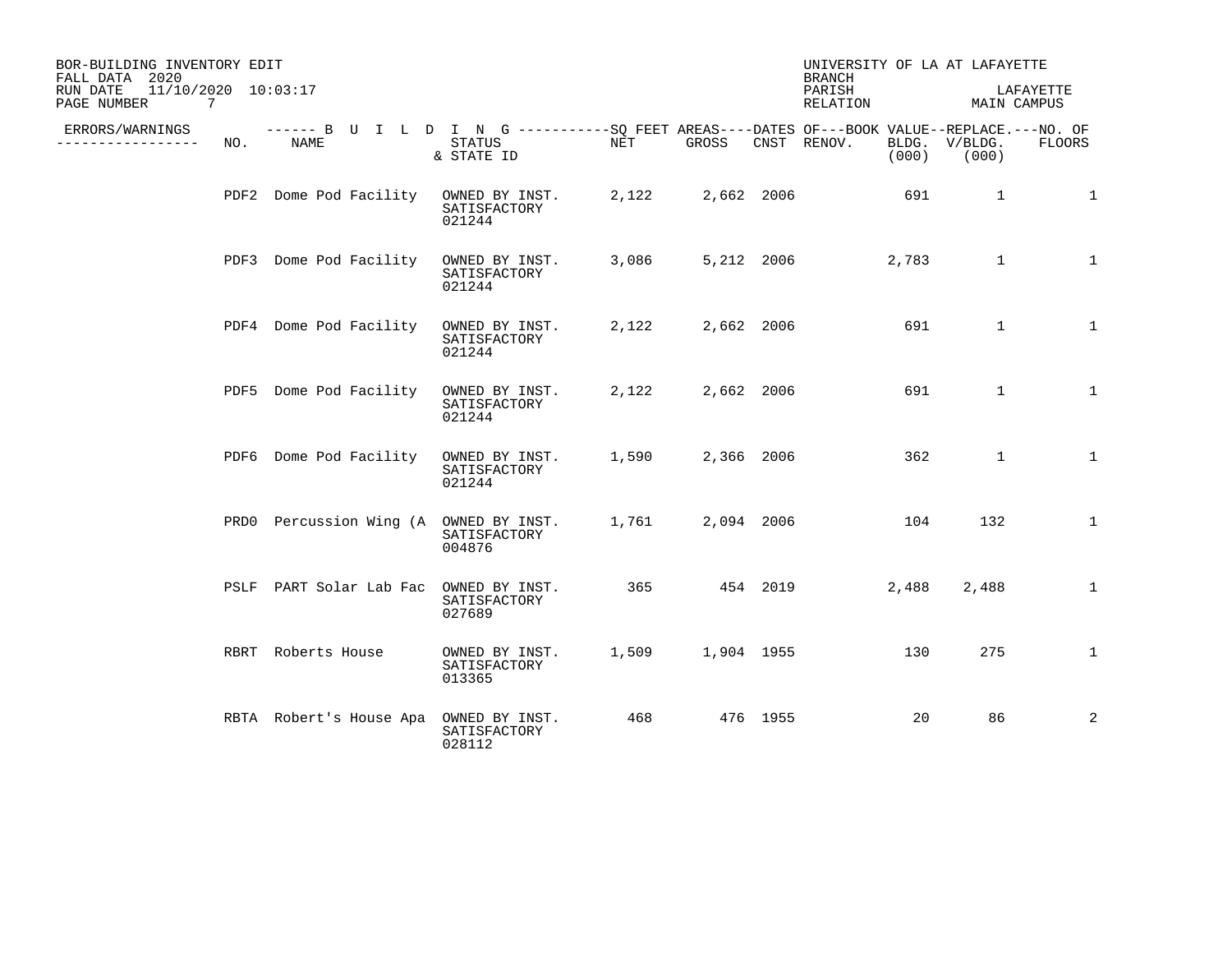BOR-BUILDING INVENTORY EDIT
FALL DATA 2020
RUN DATE 11/10/2020 10:03:17

UNIVERSITY OF LA AT LAFAYETTE
BRANCH
PARISH LAFAYETTE
RELATION MAIN CAMPUS

| ERRORS/WARNINGS | NO. | NAME | STATUS & STATE ID | NET | GROSS | CNST | RENOV. | BOOK VALUE BLDG. (000) | REPLACE. V/BLDG. (000) | NO. OF FLOORS |
|---|---|---|---|---|---|---|---|---|---|---|
| | PDF2 | Dome Pod Facility | OWNED BY INST. SATISFACTORY 021244 | 2,122 | 2,662 | 2006 | | 691 | 1 | 1 |
| | PDF3 | Dome Pod Facility | OWNED BY INST. SATISFACTORY 021244 | 3,086 | 5,212 | 2006 | | 2,783 | 1 | 1 |
| | PDF4 | Dome Pod Facility | OWNED BY INST. SATISFACTORY 021244 | 2,122 | 2,662 | 2006 | | 691 | 1 | 1 |
| | PDF5 | Dome Pod Facility | OWNED BY INST. SATISFACTORY 021244 | 2,122 | 2,662 | 2006 | | 691 | 1 | 1 |
| | PDF6 | Dome Pod Facility | OWNED BY INST. SATISFACTORY 021244 | 1,590 | 2,366 | 2006 | | 362 | 1 | 1 |
| | PRD0 | Percussion Wing (A | OWNED BY INST. SATISFACTORY 004876 | 1,761 | 2,094 | 2006 | | 104 | 132 | 1 |
| | PSLF | PART Solar Lab Fac | OWNED BY INST. SATISFACTORY 027689 | 365 | 454 | 2019 | | 2,488 | 2,488 | 1 |
| | RBRT | Roberts House | OWNED BY INST. SATISFACTORY 013365 | 1,509 | 1,904 | 1955 | | 130 | 275 | 1 |
| | RBTA | Robert's House Apa | OWNED BY INST. SATISFACTORY 028112 | 468 | 476 | 1955 | | 20 | 86 | 2 |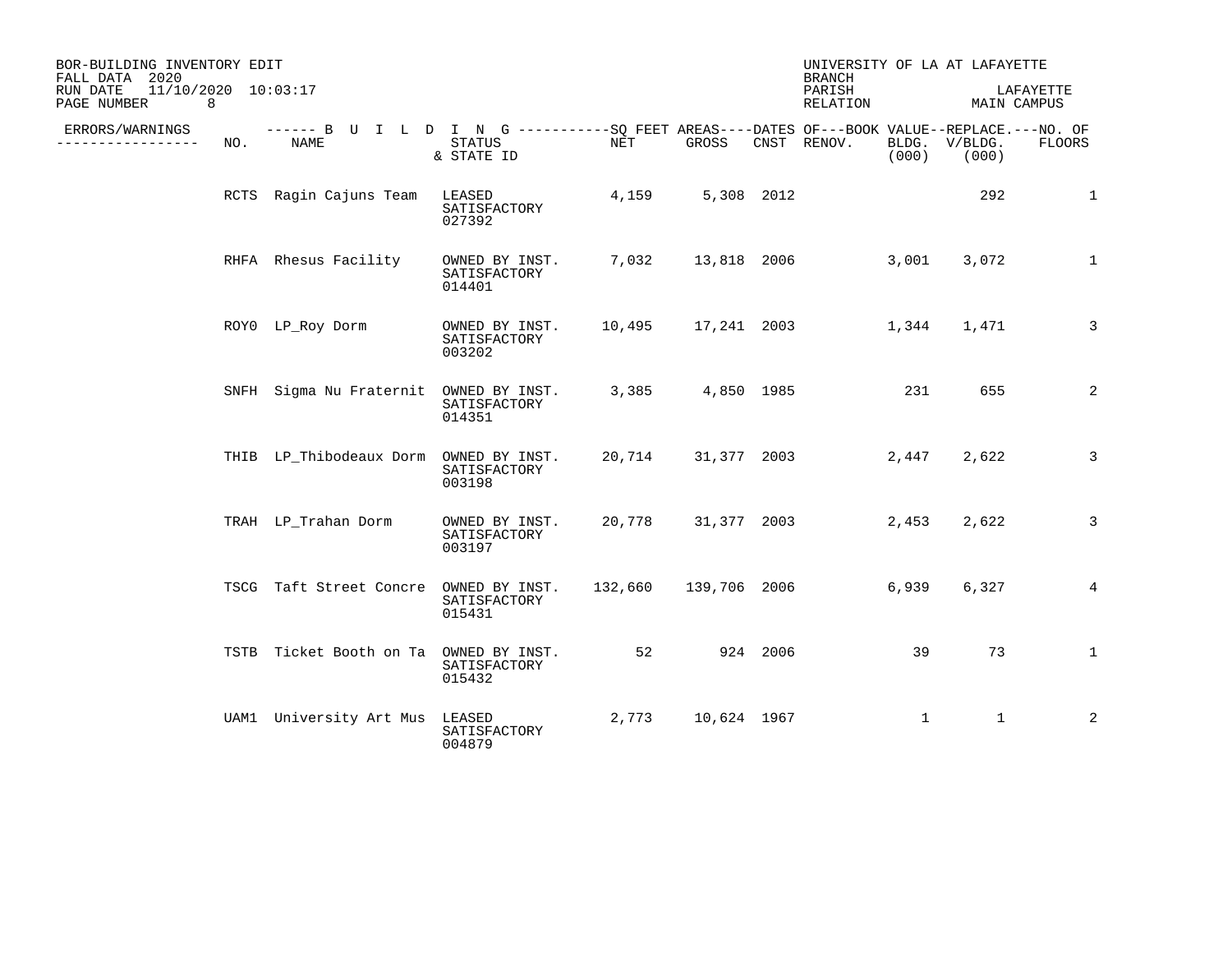BOR-BUILDING INVENTORY EDIT
FALL DATA 2020
RUN DATE 11/10/2020 10:03:17

UNIVERSITY OF LA AT LAFAYETTE
BRANCH
PARISH LAFAYETTE
RELATION MAIN CAMPUS

| ERRORS/WARNINGS | NO. | NAME | STATUS & STATE ID | NET | GROSS | CNST | RENOV. | BLDG. (000) | V/BLDG. (000) | NO. OF FLOORS |
|---|---|---|---|---|---|---|---|---|---|---|
| | RCTS | Ragin Cajuns Team | LEASED SATISFACTORY 027392 | 4,159 | 5,308 | 2012 | | | 292 | 1 |
| | RHFA | Rhesus Facility | OWNED BY INST. SATISFACTORY 014401 | 7,032 | 13,818 | 2006 | | 3,001 | 3,072 | 1 |
| | ROY0 | LP_Roy Dorm | OWNED BY INST. SATISFACTORY 003202 | 10,495 | 17,241 | 2003 | | 1,344 | 1,471 | 3 |
| | SNFH | Sigma Nu Fraternit | OWNED BY INST. SATISFACTORY 014351 | 3,385 | 4,850 | 1985 | | 231 | 655 | 2 |
| | THIB | LP_Thibodeaux Dorm | OWNED BY INST. SATISFACTORY 003198 | 20,714 | 31,377 | 2003 | | 2,447 | 2,622 | 3 |
| | TRAH | LP_Trahan Dorm | OWNED BY INST. SATISFACTORY 003197 | 20,778 | 31,377 | 2003 | | 2,453 | 2,622 | 3 |
| | TSCG | Taft Street Concre | OWNED BY INST. SATISFACTORY 015431 | 132,660 | 139,706 | 2006 | | 6,939 | 6,327 | 4 |
| | TSTB | Ticket Booth on Ta | OWNED BY INST. SATISFACTORY 015432 | 52 | 924 | 2006 | | 39 | 73 | 1 |
| | UAM1 | University Art Mus | LEASED SATISFACTORY 004879 | 2,773 | 10,624 | 1967 | | 1 | 1 | 2 |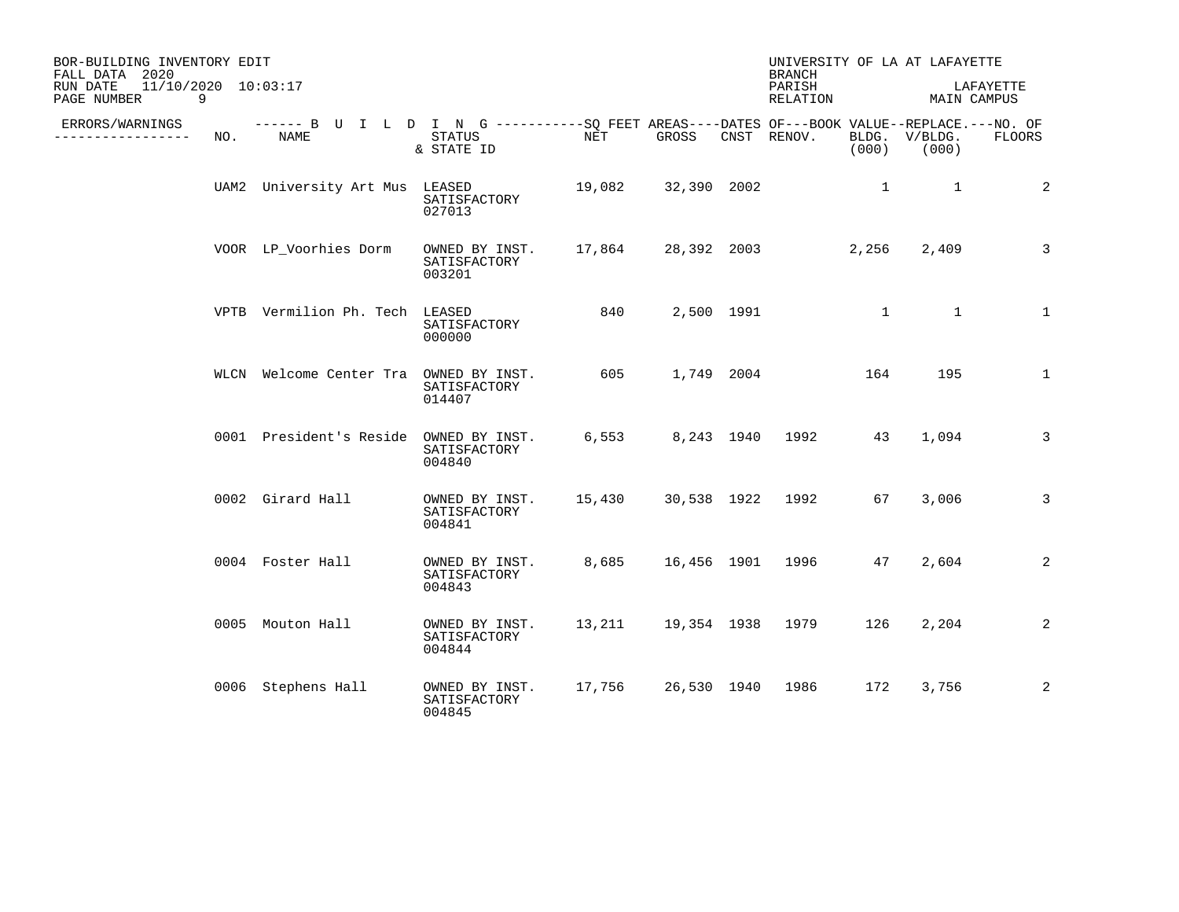BOR-BUILDING INVENTORY EDIT
FALL DATA 2020
RUN DATE 11/10/2020 10:03:17

UNIVERSITY OF LA AT LAFAYETTE
BRANCH
PARISH LAFAYETTE
RELATION MAIN CAMPUS

| ERRORS/WARNINGS | NO. | NAME | STATUS & STATE ID | NET | GROSS | CNST | RENOV. | BOOK VALUE BLDG. (000) | REPLACE. V/BLDG. (000) | NO. OF FLOORS |
|---|---|---|---|---|---|---|---|---|---|---|
| | UAM2 | University Art Mus | LEASED SATISFACTORY 027013 | 19,082 | 32,390 | 2002 | | 1 | 1 | 2 |
| | VOOR | LP_Voorhies Dorm | OWNED BY INST. SATISFACTORY 003201 | 17,864 | 28,392 | 2003 | | 2,256 | 2,409 | 3 |
| | VPTB | Vermilion Ph. Tech | LEASED SATISFACTORY 000000 | 840 | 2,500 | 1991 | | 1 | 1 | 1 |
| | WLCN | Welcome Center Tra | OWNED BY INST. SATISFACTORY 014407 | 605 | 1,749 | 2004 | | 164 | 195 | 1 |
| | 0001 | President's Reside | OWNED BY INST. SATISFACTORY 004840 | 6,553 | 8,243 | 1940 | 1992 | 43 | 1,094 | 3 |
| | 0002 | Girard Hall | OWNED BY INST. SATISFACTORY 004841 | 15,430 | 30,538 | 1922 | 1992 | 67 | 3,006 | 3 |
| | 0004 | Foster Hall | OWNED BY INST. SATISFACTORY 004843 | 8,685 | 16,456 | 1901 | 1996 | 47 | 2,604 | 2 |
| | 0005 | Mouton Hall | OWNED BY INST. SATISFACTORY 004844 | 13,211 | 19,354 | 1938 | 1979 | 126 | 2,204 | 2 |
| | 0006 | Stephens Hall | OWNED BY INST. SATISFACTORY 004845 | 17,756 | 26,530 | 1940 | 1986 | 172 | 3,756 | 2 |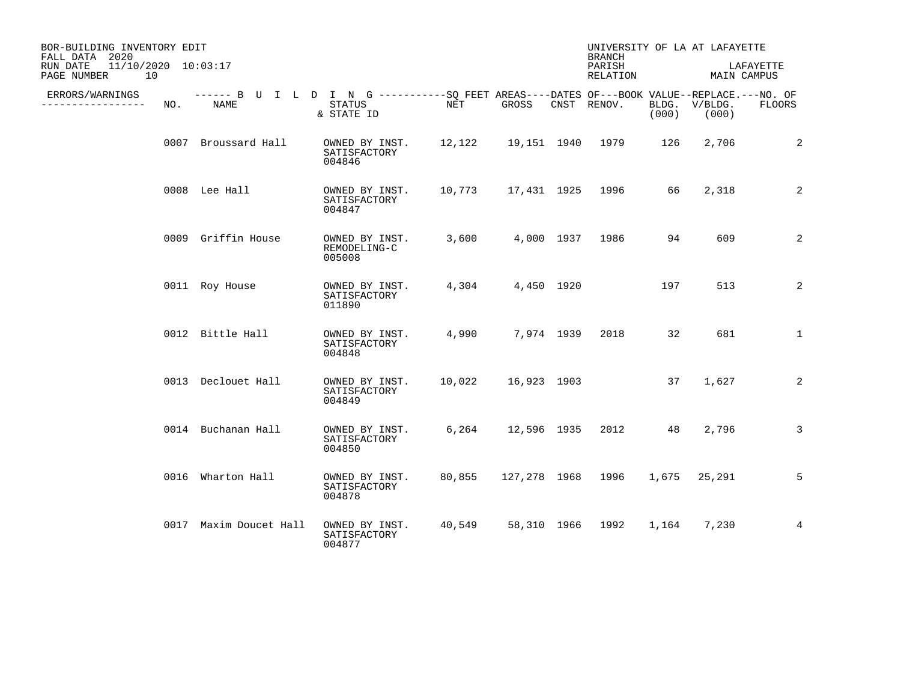BOR-BUILDING INVENTORY EDIT
FALL DATA 2020
RUN DATE 11/10/2020 10:03:17

UNIVERSITY OF LA AT LAFAYETTE
BRANCH
PARISH LAFAYETTE
RELATION MAIN CAMPUS

| ERRORS/WARNINGS | NO. | NAME | STATUS & STATE ID | NET | GROSS | CNST | RENOV. | BOOK VALUE BLDG. (000) | REPLACE. V/BLDG. (000) | NO. OF FLOORS |
|---|---|---|---|---|---|---|---|---|---|---|
| | 0007 | Broussard Hall | OWNED BY INST. SATISFACTORY 004846 | 12,122 | 19,151 | 1940 | 1979 | 126 | 2,706 | 2 |
| | 0008 | Lee Hall | OWNED BY INST. SATISFACTORY 004847 | 10,773 | 17,431 | 1925 | 1996 | 66 | 2,318 | 2 |
| | 0009 | Griffin House | OWNED BY INST. REMODELING-C 005008 | 3,600 | 4,000 | 1937 | 1986 | 94 | 609 | 2 |
| | 0011 | Roy House | OWNED BY INST. SATISFACTORY 011890 | 4,304 | 4,450 | 1920 | | 197 | 513 | 2 |
| | 0012 | Bittle Hall | OWNED BY INST. SATISFACTORY 004848 | 4,990 | 7,974 | 1939 | 2018 | 32 | 681 | 1 |
| | 0013 | Declouet Hall | OWNED BY INST. SATISFACTORY 004849 | 10,022 | 16,923 | 1903 | | 37 | 1,627 | 2 |
| | 0014 | Buchanan Hall | OWNED BY INST. SATISFACTORY 004850 | 6,264 | 12,596 | 1935 | 2012 | 48 | 2,796 | 3 |
| | 0016 | Wharton Hall | OWNED BY INST. SATISFACTORY 004878 | 80,855 | 127,278 | 1968 | 1996 | 1,675 | 25,291 | 5 |
| | 0017 | Maxim Doucet Hall | OWNED BY INST. SATISFACTORY 004877 | 40,549 | 58,310 | 1966 | 1992 | 1,164 | 7,230 | 4 |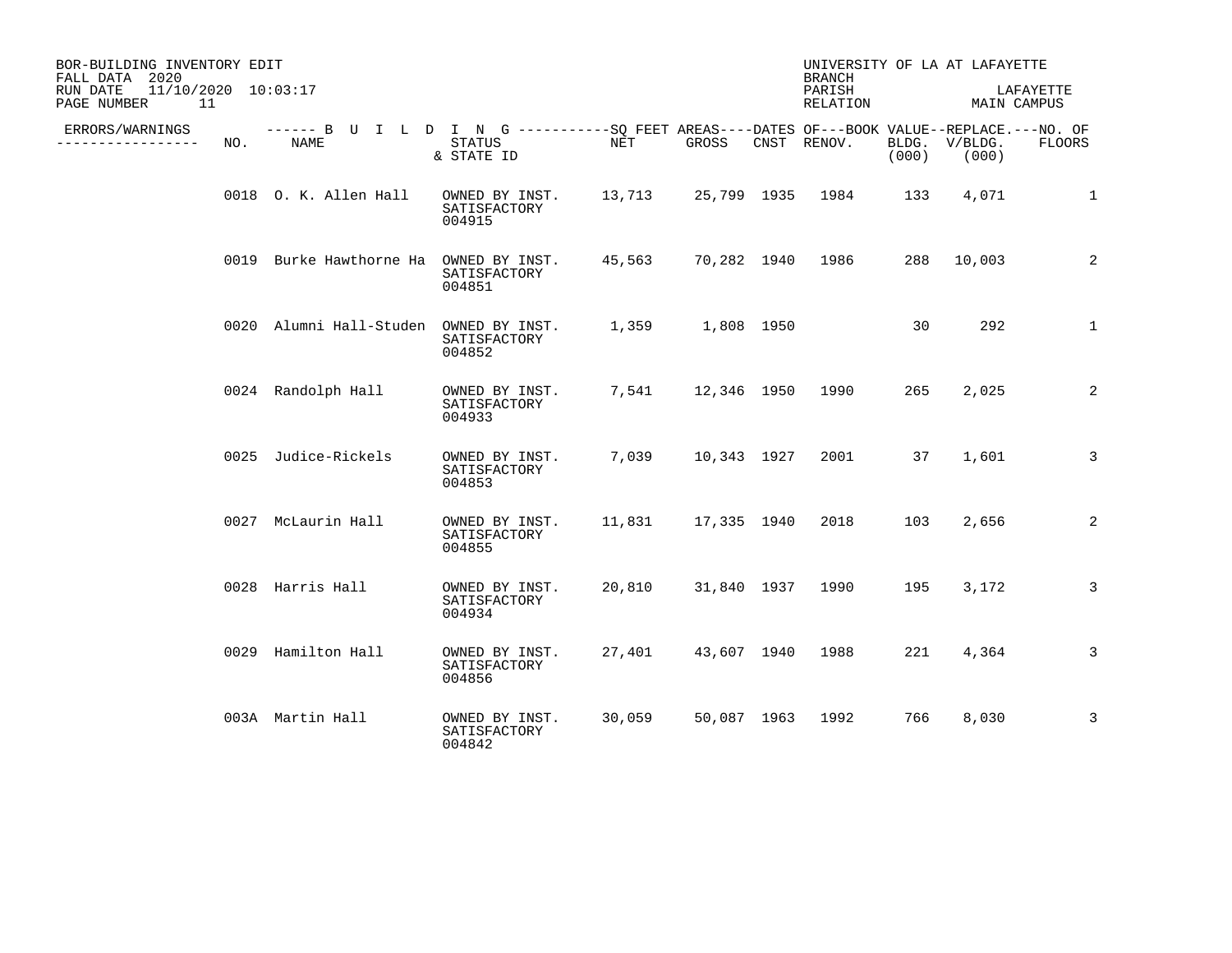BOR-BUILDING INVENTORY EDIT
FALL DATA 2020
RUN DATE 11/10/2020 10:03:17

UNIVERSITY OF LA AT LAFAYETTE
BRANCH
PARISH LAFAYETTE
RELATION MAIN CAMPUS

| ERRORS/WARNINGS | NO. | NAME | STATUS & STATE ID | NET | GROSS | CNST | RENOV. | BLDG. (000) | V/BLDG. (000) | NO. OF FLOORS |
|---|---|---|---|---|---|---|---|---|---|---|
| | 0018 | O. K. Allen Hall | OWNED BY INST. SATISFACTORY 004915 | 13,713 | 25,799 | 1935 | 1984 | 133 | 4,071 | 1 |
| | 0019 | Burke Hawthorne Ha | OWNED BY INST. SATISFACTORY 004851 | 45,563 | 70,282 | 1940 | 1986 | 288 | 10,003 | 2 |
| | 0020 | Alumni Hall-Studen | OWNED BY INST. SATISFACTORY 004852 | 1,359 | 1,808 | 1950 | | 30 | 292 | 1 |
| | 0024 | Randolph Hall | OWNED BY INST. SATISFACTORY 004933 | 7,541 | 12,346 | 1950 | 1990 | 265 | 2,025 | 2 |
| | 0025 | Judice-Rickels | OWNED BY INST. SATISFACTORY 004853 | 7,039 | 10,343 | 1927 | 2001 | 37 | 1,601 | 3 |
| | 0027 | McLaurin Hall | OWNED BY INST. SATISFACTORY 004855 | 11,831 | 17,335 | 1940 | 2018 | 103 | 2,656 | 2 |
| | 0028 | Harris Hall | OWNED BY INST. SATISFACTORY 004934 | 20,810 | 31,840 | 1937 | 1990 | 195 | 3,172 | 3 |
| | 0029 | Hamilton Hall | OWNED BY INST. SATISFACTORY 004856 | 27,401 | 43,607 | 1940 | 1988 | 221 | 4,364 | 3 |
| | 003A | Martin Hall | OWNED BY INST. SATISFACTORY 004842 | 30,059 | 50,087 | 1963 | 1992 | 766 | 8,030 | 3 |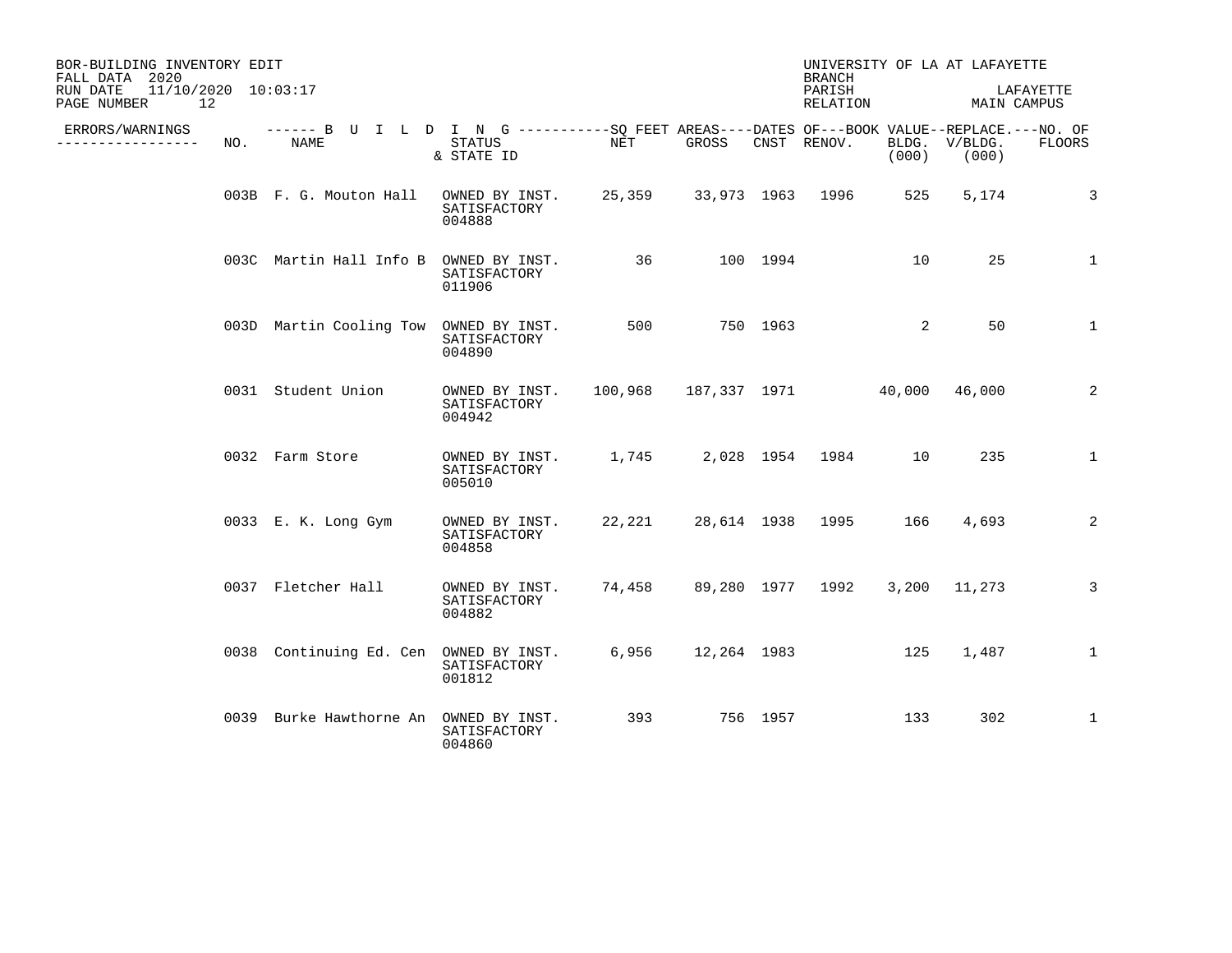BOR-BUILDING INVENTORY EDIT
FALL DATA 2020
RUN DATE 11/10/2020 10:03:17

UNIVERSITY OF LA AT LAFAYETTE
BRANCH
PARISH LAFAYETTE
RELATION MAIN CAMPUS

| ERRORS/WARNINGS | NO. | NAME | STATUS & STATE ID | NET | GROSS | CNST | RENOV. | BLDG. (000) | V/BLDG. (000) | FLOORS |
|---|---|---|---|---|---|---|---|---|---|---|
| | 003B | F. G. Mouton Hall | OWNED BY INST. SATISFACTORY 004888 | 25,359 | 33,973 | 1963 | 1996 | 525 | 5,174 | 3 |
| | 003C | Martin Hall Info B | OWNED BY INST. SATISFACTORY 011906 | 36 | 100 | 1994 | | 10 | 25 | 1 |
| | 003D | Martin Cooling Tow | OWNED BY INST. SATISFACTORY 004890 | 500 | 750 | 1963 | | 2 | 50 | 1 |
| | 0031 | Student Union | OWNED BY INST. SATISFACTORY 004942 | 100,968 | 187,337 | 1971 | | 40,000 | 46,000 | 2 |
| | 0032 | Farm Store | OWNED BY INST. SATISFACTORY 005010 | 1,745 | 2,028 | 1954 | 1984 | 10 | 235 | 1 |
| | 0033 | E. K. Long Gym | OWNED BY INST. SATISFACTORY 004858 | 22,221 | 28,614 | 1938 | 1995 | 166 | 4,693 | 2 |
| | 0037 | Fletcher Hall | OWNED BY INST. SATISFACTORY 004882 | 74,458 | 89,280 | 1977 | 1992 | 3,200 | 11,273 | 3 |
| | 0038 | Continuing Ed. Cen | OWNED BY INST. SATISFACTORY 001812 | 6,956 | 12,264 | 1983 | | 125 | 1,487 | 1 |
| | 0039 | Burke Hawthorne An | OWNED BY INST. SATISFACTORY 004860 | 393 | 756 | 1957 | | 133 | 302 | 1 |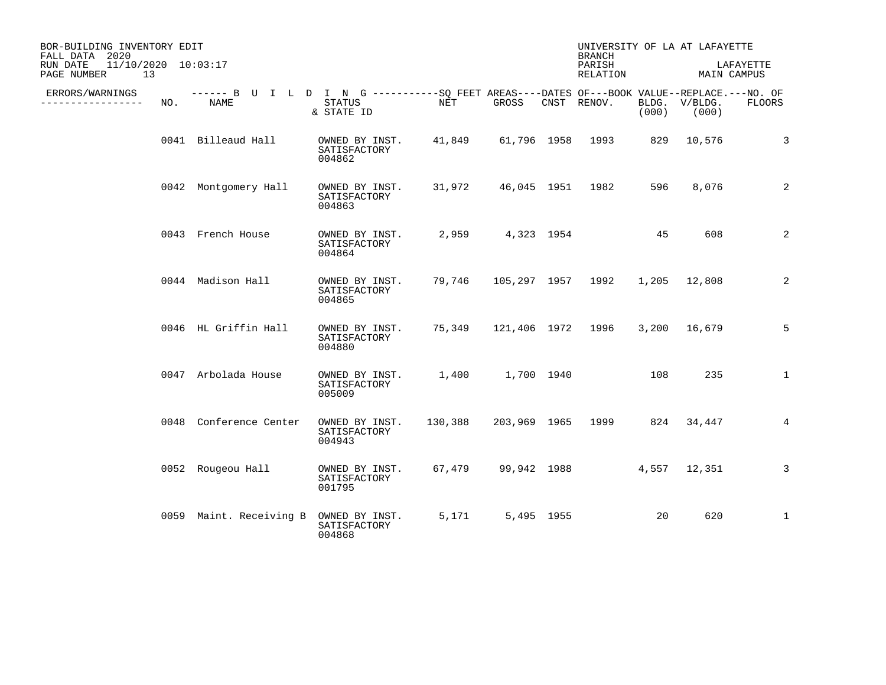BOR-BUILDING INVENTORY EDIT
FALL DATA 2020
RUN DATE 11/10/2020 10:03:17

UNIVERSITY OF LA AT LAFAYETTE
BRANCH
PARISH LAFAYETTE
RELATION MAIN CAMPUS

| ERRORS/WARNINGS | NO. | NAME | STATUS & STATE ID | SQ FEET AREAS NET | SQ FEET AREAS GROSS | DATES OF CNST | DATES OF RENOV. | BOOK VALUE BLDG. (000) | REPLACE. V/BLDG. (000) | NO. OF FLOORS |
|---|---|---|---|---|---|---|---|---|---|---|
| | 0041 | Billeaud Hall | OWNED BY INST. SATISFACTORY 004862 | 41,849 | 61,796 | 1958 | 1993 | 829 | 10,576 | 3 |
| | 0042 | Montgomery Hall | OWNED BY INST. SATISFACTORY 004863 | 31,972 | 46,045 | 1951 | 1982 | 596 | 8,076 | 2 |
| | 0043 | French House | OWNED BY INST. SATISFACTORY 004864 | 2,959 | 4,323 | 1954 | | 45 | 608 | 2 |
| | 0044 | Madison Hall | OWNED BY INST. SATISFACTORY 004865 | 79,746 | 105,297 | 1957 | 1992 | 1,205 | 12,808 | 2 |
| | 0046 | HL Griffin Hall | OWNED BY INST. SATISFACTORY 004880 | 75,349 | 121,406 | 1972 | 1996 | 3,200 | 16,679 | 5 |
| | 0047 | Arbolada House | OWNED BY INST. SATISFACTORY 005009 | 1,400 | 1,700 | 1940 | | 108 | 235 | 1 |
| | 0048 | Conference Center | OWNED BY INST. SATISFACTORY 004943 | 130,388 | 203,969 | 1965 | 1999 | 824 | 34,447 | 4 |
| | 0052 | Rougeou Hall | OWNED BY INST. SATISFACTORY 001795 | 67,479 | 99,942 | 1988 | | 4,557 | 12,351 | 3 |
| | 0059 | Maint. Receiving B | OWNED BY INST. SATISFACTORY 004868 | 5,171 | 5,495 | 1955 | | 20 | 620 | 1 |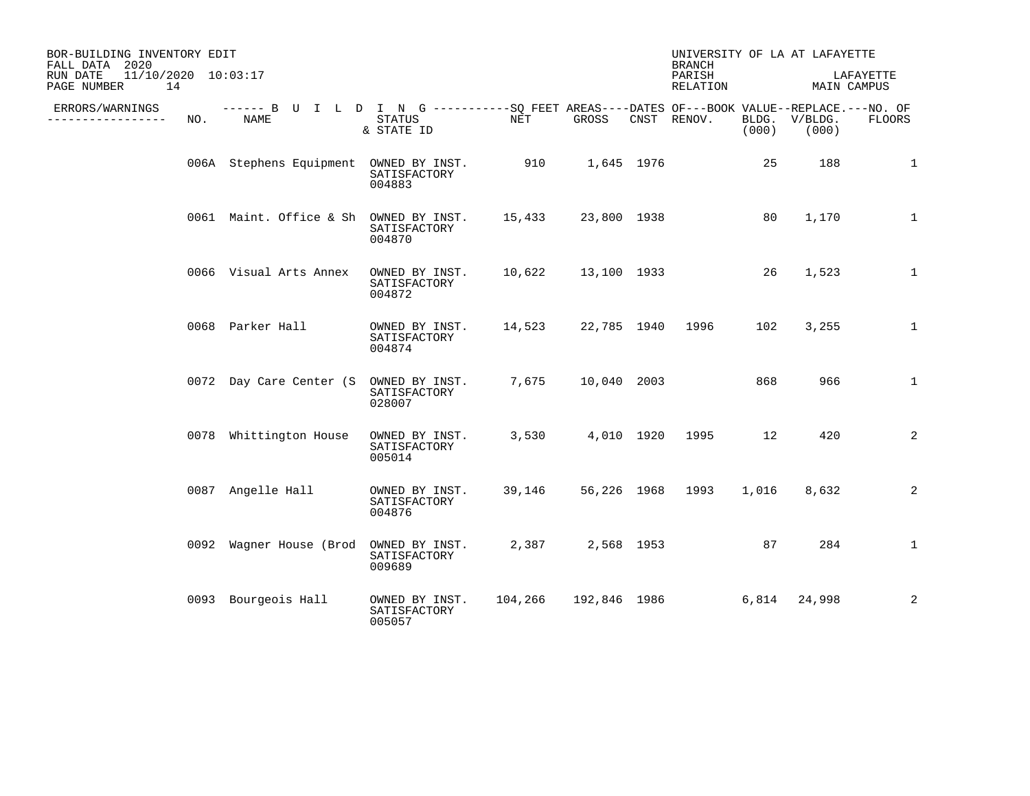BOR-BUILDING INVENTORY EDIT
FALL DATA 2020
RUN DATE 11/10/2020 10:03:17
PAGE NUMBER 14

UNIVERSITY OF LA AT LAFAYETTE
BRANCH
PARISH LAFAYETTE
RELATION MAIN CAMPUS

| ERRORS/WARNINGS | NO. | BUILDING NAME | STATUS & STATE ID | SQ FEET AREAS NET | SQ FEET AREAS GROSS | DATES OF CNST | DATES OF RENOV. | BOOK VALUE BLDG. (000) | REPLACE. V/BLDG. (000) | NO. OF FLOORS |
|---|---|---|---|---|---|---|---|---|---|---|
| | 006A | Stephens Equipment | OWNED BY INST. SATISFACTORY 004883 | 910 | 1,645 | 1976 | | 25 | 188 | 1 |
| | 0061 | Maint. Office & Sh | OWNED BY INST. SATISFACTORY 004870 | 15,433 | 23,800 | 1938 | | 80 | 1,170 | 1 |
| | 0066 | Visual Arts Annex | OWNED BY INST. SATISFACTORY 004872 | 10,622 | 13,100 | 1933 | | 26 | 1,523 | 1 |
| | 0068 | Parker Hall | OWNED BY INST. SATISFACTORY 004874 | 14,523 | 22,785 | 1940 | 1996 | 102 | 3,255 | 1 |
| | 0072 | Day Care Center (S | OWNED BY INST. SATISFACTORY 028007 | 7,675 | 10,040 | 2003 | | 868 | 966 | 1 |
| | 0078 | Whittington House | OWNED BY INST. SATISFACTORY 005014 | 3,530 | 4,010 | 1920 | 1995 | 12 | 420 | 2 |
| | 0087 | Angelle Hall | OWNED BY INST. SATISFACTORY 004876 | 39,146 | 56,226 | 1968 | 1993 | 1,016 | 8,632 | 2 |
| | 0092 | Wagner House (Brod | OWNED BY INST. SATISFACTORY 009689 | 2,387 | 2,568 | 1953 | | 87 | 284 | 1 |
| | 0093 | Bourgeois Hall | OWNED BY INST. SATISFACTORY 005057 | 104,266 | 192,846 | 1986 | | 6,814 | 24,998 | 2 |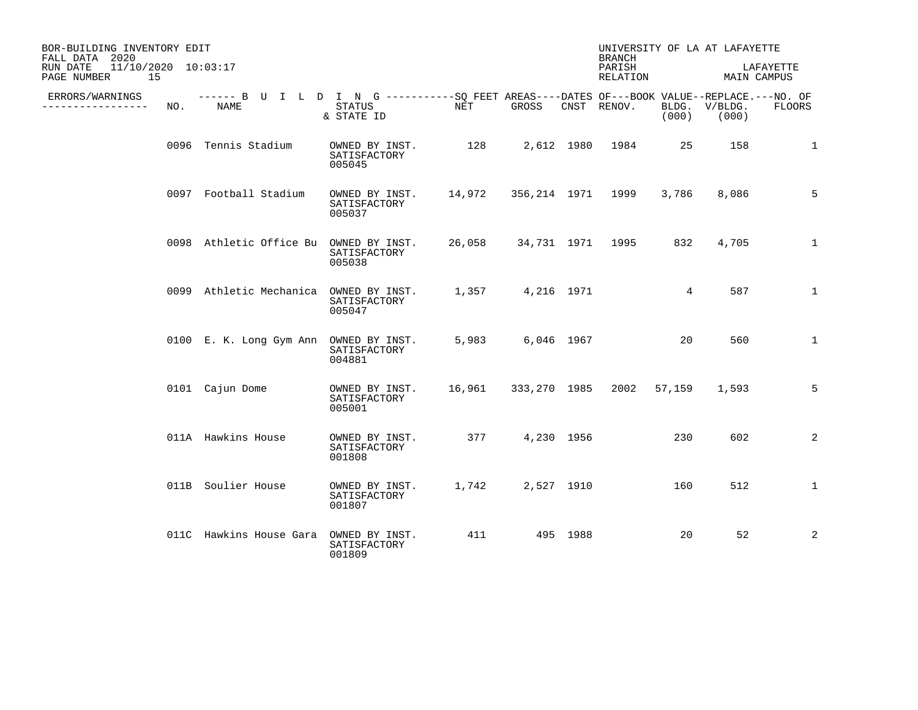BOR-BUILDING INVENTORY EDIT
FALL DATA 2020
RUN DATE 11/10/2020 10:03:17

UNIVERSITY OF LA AT LAFAYETTE
BRANCH
PARISH LAFAYETTE
RELATION MAIN CAMPUS

| ERRORS/WARNINGS | NO. | NAME | STATUS & STATE ID | NET | GROSS | CNST | RENOV. | BOOK VALUE BLDG. (000) | REPLACE. V/BLDG. (000) | NO. OF FLOORS |
|---|---|---|---|---|---|---|---|---|---|---|
| | 0096 | Tennis Stadium | OWNED BY INST. SATISFACTORY 005045 | 128 | 2,612 | 1980 | 1984 | 25 | 158 | 1 |
| | 0097 | Football Stadium | OWNED BY INST. SATISFACTORY 005037 | 14,972 | 356,214 | 1971 | 1999 | 3,786 | 8,086 | 5 |
| | 0098 | Athletic Office Bu | OWNED BY INST. SATISFACTORY 005038 | 26,058 | 34,731 | 1971 | 1995 | 832 | 4,705 | 1 |
| | 0099 | Athletic Mechanica | OWNED BY INST. SATISFACTORY 005047 | 1,357 | 4,216 | 1971 | | 4 | 587 | 1 |
| | 0100 | E. K. Long Gym Ann | OWNED BY INST. SATISFACTORY 004881 | 5,983 | 6,046 | 1967 | | 20 | 560 | 1 |
| | 0101 | Cajun Dome | OWNED BY INST. SATISFACTORY 005001 | 16,961 | 333,270 | 1985 | 2002 | 57,159 | 1,593 | 5 |
| | 011A | Hawkins House | OWNED BY INST. SATISFACTORY 001808 | 377 | 4,230 | 1956 | | 230 | 602 | 2 |
| | 011B | Soulier House | OWNED BY INST. SATISFACTORY 001807 | 1,742 | 2,527 | 1910 | | 160 | 512 | 1 |
| | 011C | Hawkins House Gara | OWNED BY INST. SATISFACTORY 001809 | 411 | 495 | 1988 | | 20 | 52 | 2 |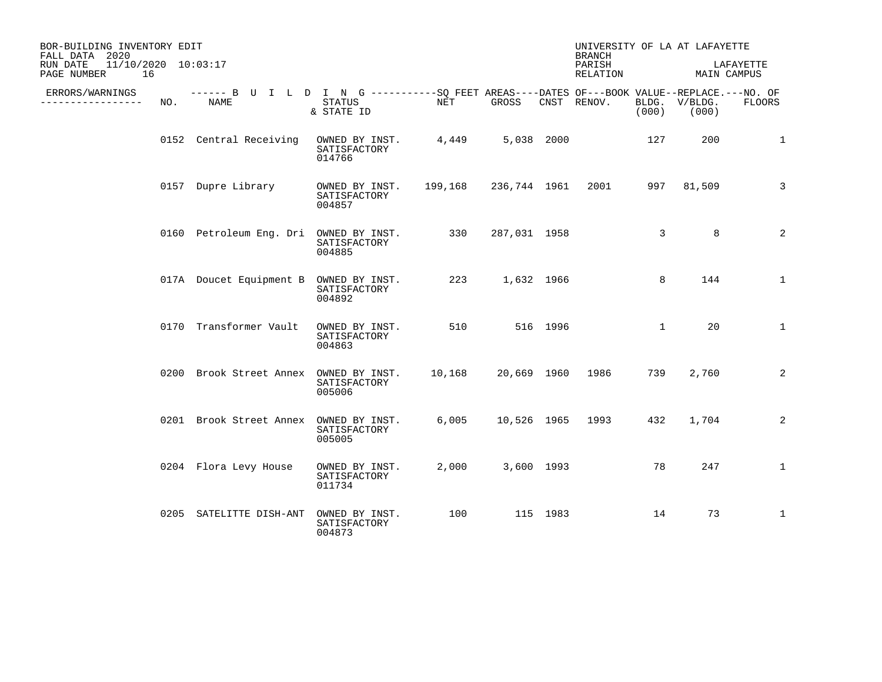BOR-BUILDING INVENTORY EDIT
FALL DATA 2020
RUN DATE 11/10/2020 10:03:17

UNIVERSITY OF LA AT LAFAYETTE
BRANCH
PARISH LAFAYETTE
RELATION MAIN CAMPUS

| ERRORS/WARNINGS | NO. | NAME | STATUS & STATE ID | NET | GROSS | CNST | RENOV. | BOOK VALUE BLDG. (000) | REPLACE. V/BLDG. (000) | NO. OF FLOORS |
|---|---|---|---|---|---|---|---|---|---|---|
| | 0152 | Central Receiving | OWNED BY INST. SATISFACTORY 014766 | 4,449 | 5,038 | 2000 | | 127 | 200 | 1 |
| | 0157 | Dupre Library | OWNED BY INST. SATISFACTORY 004857 | 199,168 | 236,744 | 1961 | 2001 | 997 | 81,509 | 3 |
| | 0160 | Petroleum Eng. Dri | OWNED BY INST. SATISFACTORY 004885 | 330 | 287,031 | 1958 | | 3 | 8 | 2 |
| | 017A | Doucet Equipment B | OWNED BY INST. SATISFACTORY 004892 | 223 | 1,632 | 1966 | | 8 | 144 | 1 |
| | 0170 | Transformer Vault | OWNED BY INST. SATISFACTORY 004863 | 510 | 516 | 1996 | | 1 | 20 | 1 |
| | 0200 | Brook Street Annex | OWNED BY INST. SATISFACTORY 005006 | 10,168 | 20,669 | 1960 | 1986 | 739 | 2,760 | 2 |
| | 0201 | Brook Street Annex | OWNED BY INST. SATISFACTORY 005005 | 6,005 | 10,526 | 1965 | 1993 | 432 | 1,704 | 2 |
| | 0204 | Flora Levy House | OWNED BY INST. SATISFACTORY 011734 | 2,000 | 3,600 | 1993 | | 78 | 247 | 1 |
| | 0205 | SATELITTE DISH-ANT | OWNED BY INST. SATISFACTORY 004873 | 100 | 115 | 1983 | | 14 | 73 | 1 |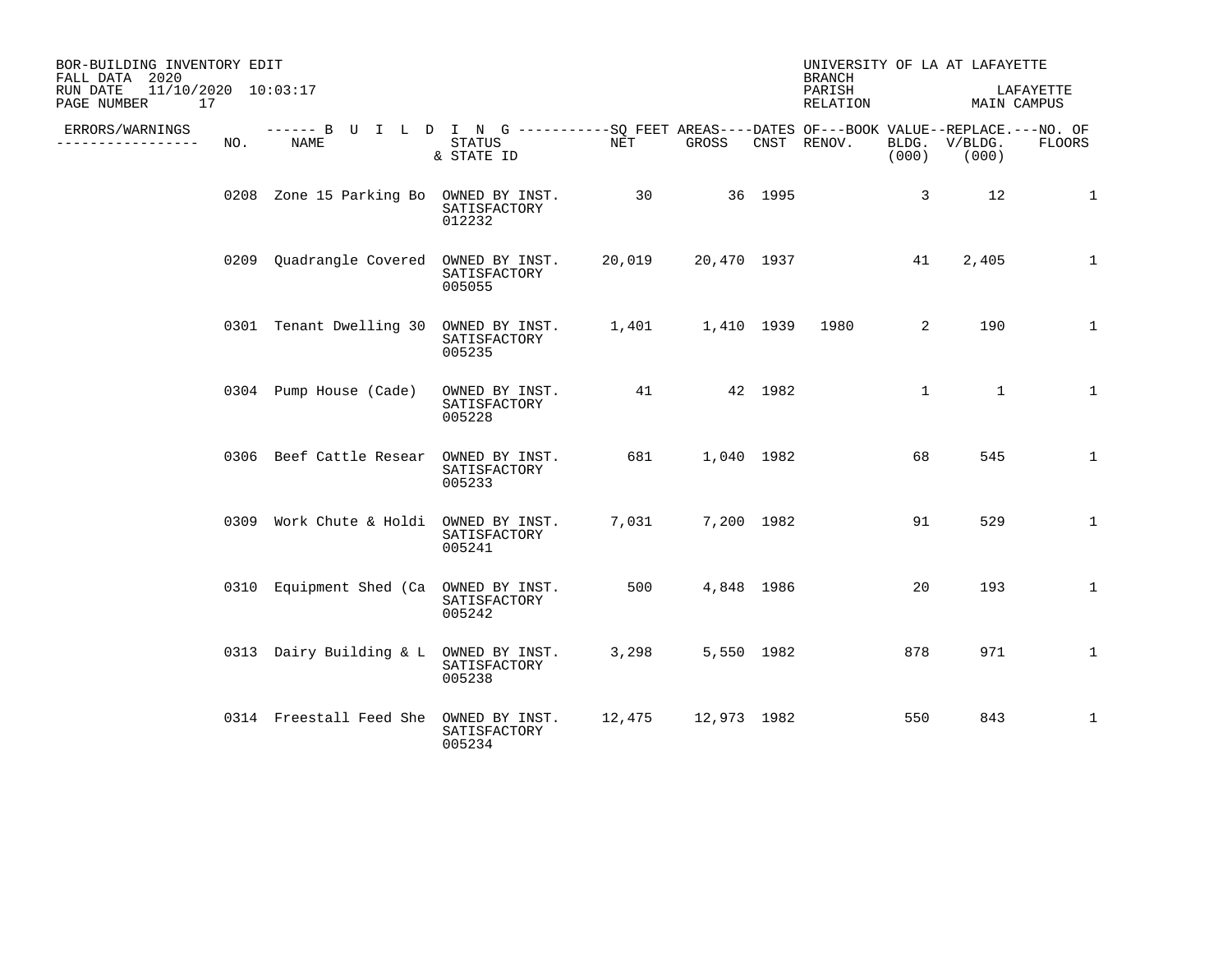BOR-BUILDING INVENTORY EDIT
FALL DATA 2020
RUN DATE 11/10/2020 10:03:17
PAGE NUMBER 17

UNIVERSITY OF LA AT LAFAYETTE
BRANCH
PARISH LAFAYETTE
RELATION MAIN CAMPUS

| ERRORS/WARNINGS | NO. | NAME | STATUS & STATE ID | NET | GROSS | CNST | RENOV. | BLDG. (000) | V/BLDG. (000) | FLOORS |
|---|---|---|---|---|---|---|---|---|---|---|
| | 0208 | Zone 15 Parking Bo | OWNED BY INST. SATISFACTORY 012232 | 30 | 36 | 1995 | | 3 | 12 | 1 |
| | 0209 | Quadrangle Covered | OWNED BY INST. SATISFACTORY 005055 | 20,019 | 20,470 | 1937 | | 41 | 2,405 | 1 |
| | 0301 | Tenant Dwelling 30 | OWNED BY INST. SATISFACTORY 005235 | 1,401 | 1,410 | 1939 | 1980 | 2 | 190 | 1 |
| | 0304 | Pump House (Cade) | OWNED BY INST. SATISFACTORY 005228 | 41 | 42 | 1982 | | 1 | 1 | 1 |
| | 0306 | Beef Cattle Resear | OWNED BY INST. SATISFACTORY 005233 | 681 | 1,040 | 1982 | | 68 | 545 | 1 |
| | 0309 | Work Chute & Holdi | OWNED BY INST. SATISFACTORY 005241 | 7,031 | 7,200 | 1982 | | 91 | 529 | 1 |
| | 0310 | Equipment Shed (Ca | OWNED BY INST. SATISFACTORY 005242 | 500 | 4,848 | 1986 | | 20 | 193 | 1 |
| | 0313 | Dairy Building & L | OWNED BY INST. SATISFACTORY 005238 | 3,298 | 5,550 | 1982 | | 878 | 971 | 1 |
| | 0314 | Freestall Feed She | OWNED BY INST. SATISFACTORY 005234 | 12,475 | 12,973 | 1982 | | 550 | 843 | 1 |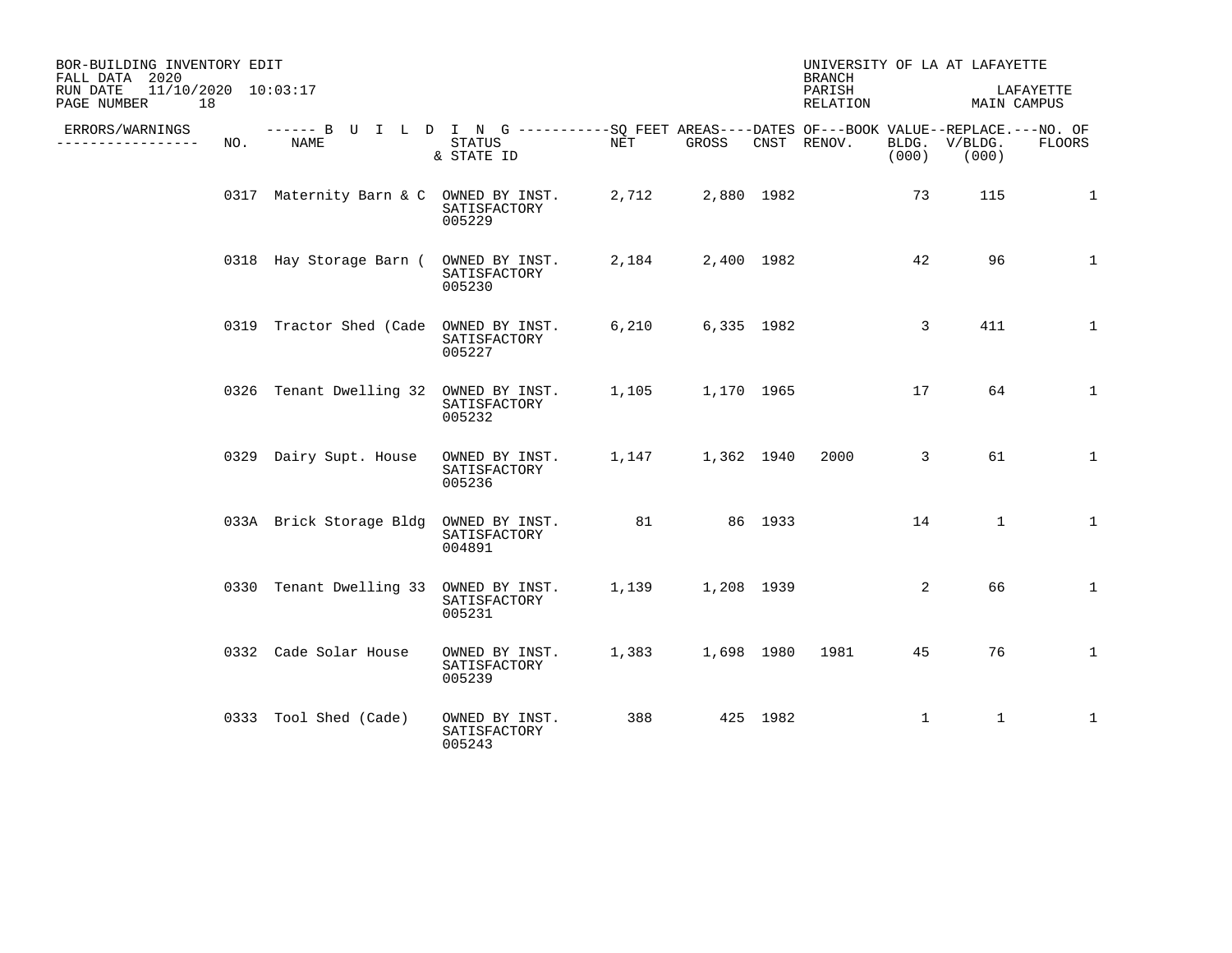BOR-BUILDING INVENTORY EDIT
FALL DATA 2020
RUN DATE 11/10/2020 10:03:17
PAGE NUMBER 18

UNIVERSITY OF LA AT LAFAYETTE
BRANCH
PARISH LAFAYETTE
RELATION MAIN CAMPUS

| ERRORS/WARNINGS | NO. | BUILDING NAME | STATUS & STATE ID | SQ FEET AREAS NET | SQ FEET AREAS GROSS | DATES OF CNST | DATES OF RENOV. | BOOK VALUE BLDG. (000) | REPLACE. V/BLDG. (000) | NO. OF FLOORS |
|---|---|---|---|---|---|---|---|---|---|---|
| | 0317 | Maternity Barn & C | OWNED BY INST. SATISFACTORY 005229 | 2,712 | 2,880 | 1982 | | 73 | 115 | 1 |
| | 0318 | Hay Storage Barn ( | OWNED BY INST. SATISFACTORY 005230 | 2,184 | 2,400 | 1982 | | 42 | 96 | 1 |
| | 0319 | Tractor Shed (Cade | OWNED BY INST. SATISFACTORY 005227 | 6,210 | 6,335 | 1982 | | 3 | 411 | 1 |
| | 0326 | Tenant Dwelling 32 | OWNED BY INST. SATISFACTORY 005232 | 1,105 | 1,170 | 1965 | | 17 | 64 | 1 |
| | 0329 | Dairy Supt. House | OWNED BY INST. SATISFACTORY 005236 | 1,147 | 1,362 | 1940 | 2000 | 3 | 61 | 1 |
| | 033A | Brick Storage Bldg | OWNED BY INST. SATISFACTORY 004891 | 81 | 86 | 1933 | | 14 | 1 | 1 |
| | 0330 | Tenant Dwelling 33 | OWNED BY INST. SATISFACTORY 005231 | 1,139 | 1,208 | 1939 | | 2 | 66 | 1 |
| | 0332 | Cade Solar House | OWNED BY INST. SATISFACTORY 005239 | 1,383 | 1,698 | 1980 | 1981 | 45 | 76 | 1 |
| | 0333 | Tool Shed (Cade) | OWNED BY INST. SATISFACTORY 005243 | 388 | 425 | 1982 | | 1 | 1 | 1 |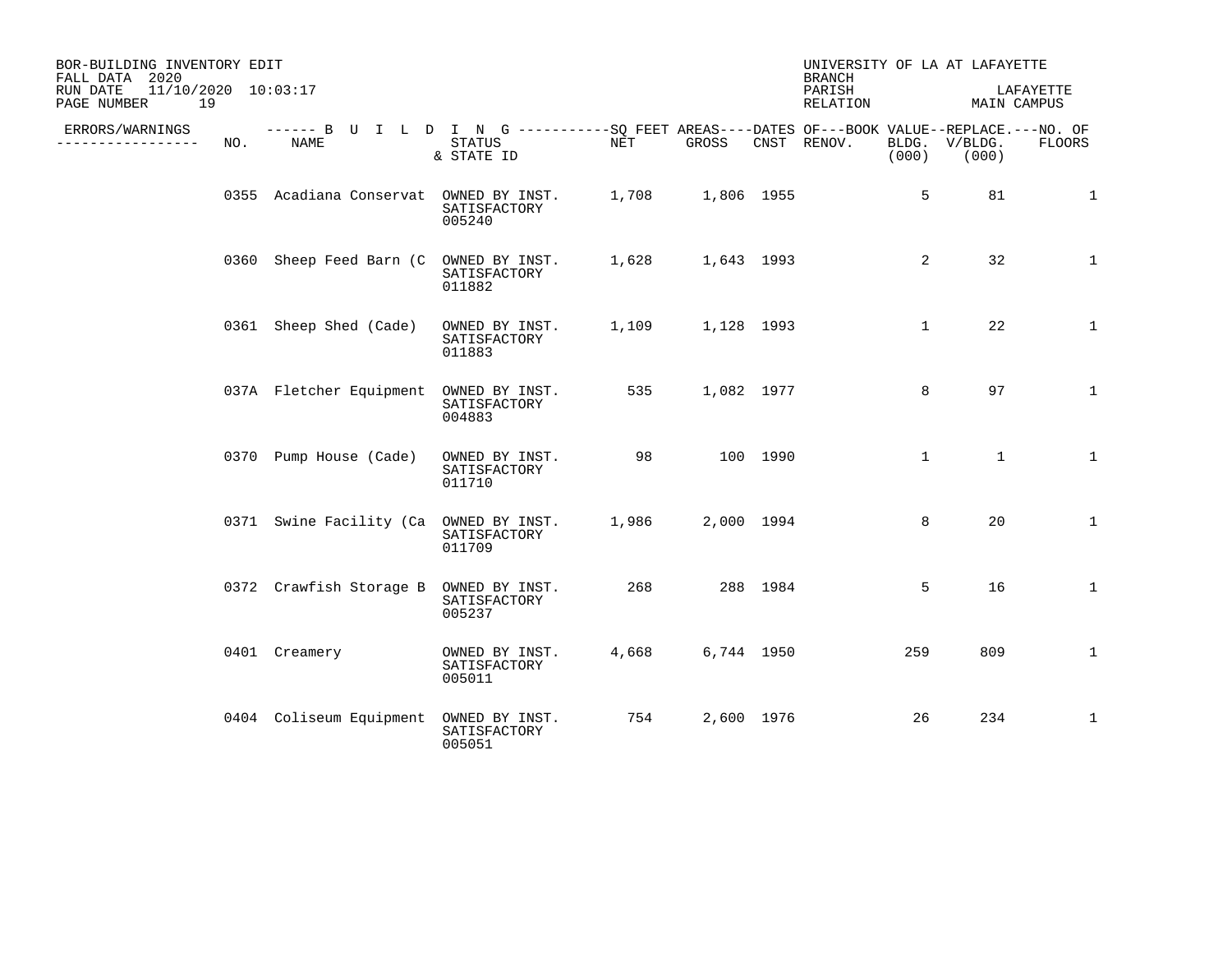BOR-BUILDING INVENTORY EDIT
FALL DATA 2020
RUN DATE 11/10/2020 10:03:17
PAGE NUMBER 19

UNIVERSITY OF LA AT LAFAYETTE
BRANCH
PARISH LAFAYETTE
RELATION MAIN CAMPUS

| ERRORS/WARNINGS | NO. | NAME | STATUS & STATE ID | NET | GROSS | CNST | RENOV. | BOOK VALUE BLDG. (000) | REPLACE. V/BLDG. (000) | NO. OF FLOORS |
|---|---|---|---|---|---|---|---|---|---|---|
| | 0355 | Acadiana Conservat | OWNED BY INST. SATISFACTORY 005240 | 1,708 | 1,806 | 1955 | | 5 | 81 | 1 |
| | 0360 | Sheep Feed Barn (C | OWNED BY INST. SATISFACTORY 011882 | 1,628 | 1,643 | 1993 | | 2 | 32 | 1 |
| | 0361 | Sheep Shed (Cade) | OWNED BY INST. SATISFACTORY 011883 | 1,109 | 1,128 | 1993 | | 1 | 22 | 1 |
| | 037A | Fletcher Equipment | OWNED BY INST. SATISFACTORY 004883 | 535 | 1,082 | 1977 | | 8 | 97 | 1 |
| | 0370 | Pump House (Cade) | OWNED BY INST. SATISFACTORY 011710 | 98 | 100 | 1990 | | 1 | 1 | 1 |
| | 0371 | Swine Facility (Ca | OWNED BY INST. SATISFACTORY 011709 | 1,986 | 2,000 | 1994 | | 8 | 20 | 1 |
| | 0372 | Crawfish Storage B | OWNED BY INST. SATISFACTORY 005237 | 268 | 288 | 1984 | | 5 | 16 | 1 |
| | 0401 | Creamery | OWNED BY INST. SATISFACTORY 005011 | 4,668 | 6,744 | 1950 | | 259 | 809 | 1 |
| | 0404 | Coliseum Equipment | OWNED BY INST. SATISFACTORY 005051 | 754 | 2,600 | 1976 | | 26 | 234 | 1 |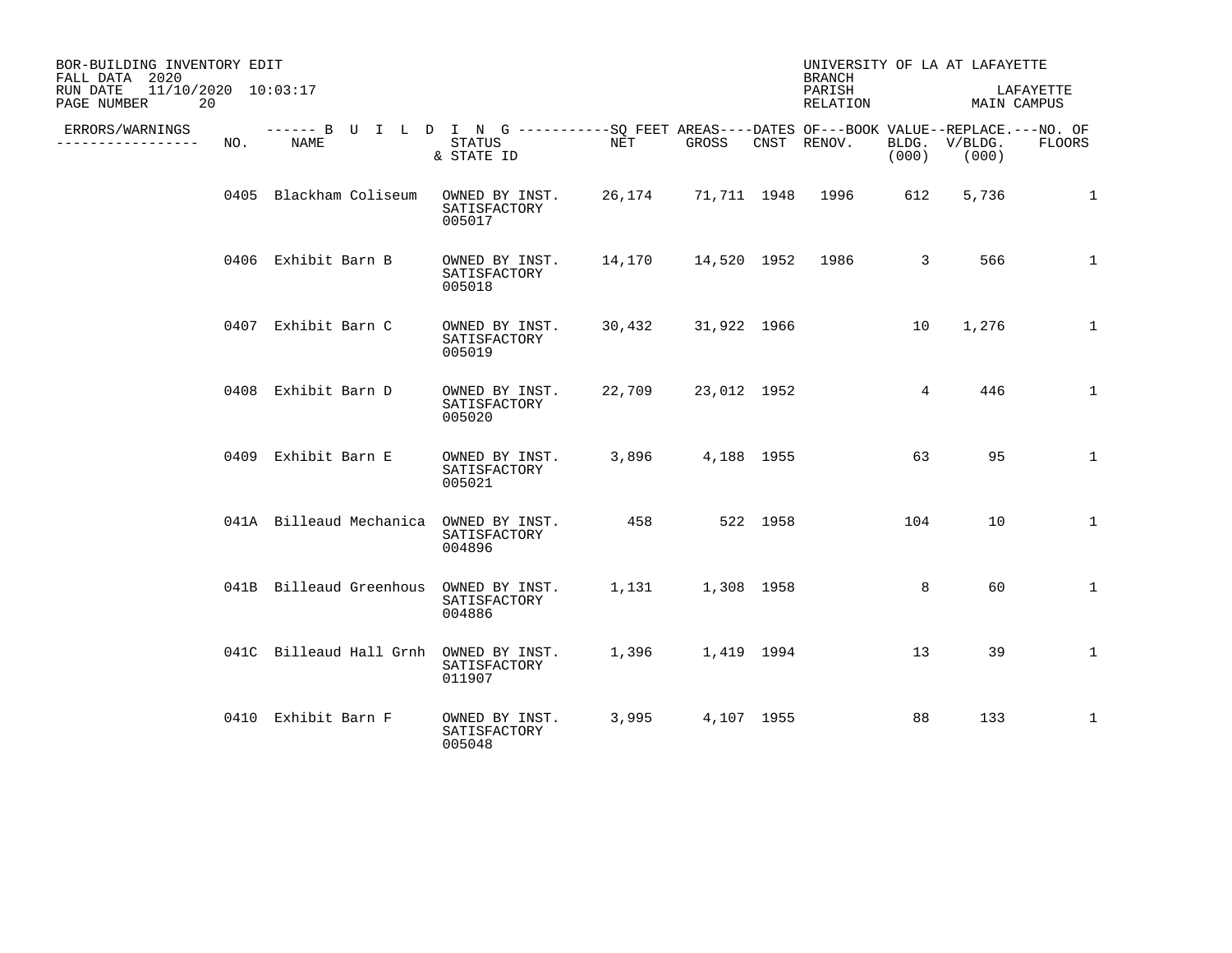BOR-BUILDING INVENTORY EDIT
FALL DATA 2020
RUN DATE 11/10/2020 10:03:17

UNIVERSITY OF LA AT LAFAYETTE
BRANCH
PARISH LAFAYETTE
RELATION MAIN CAMPUS

| ERRORS/WARNINGS | NO. | BUILDING NAME | STATUS & STATE ID | SQ FEET AREAS NET | SQ FEET AREAS GROSS | DATES OF CNST | DATES OF RENOV. | BOOK VALUE BLDG. (000) | REPLACE. V/BLDG. (000) | NO. OF FLOORS |
|---|---|---|---|---|---|---|---|---|---|---|
| | 0405 | Blackham Coliseum | OWNED BY INST. SATISFACTORY 005017 | 26,174 | 71,711 | 1948 | 1996 | 612 | 5,736 | 1 |
| | 0406 | Exhibit Barn B | OWNED BY INST. SATISFACTORY 005018 | 14,170 | 14,520 | 1952 | 1986 | 3 | 566 | 1 |
| | 0407 | Exhibit Barn C | OWNED BY INST. SATISFACTORY 005019 | 30,432 | 31,922 | 1966 | | 10 | 1,276 | 1 |
| | 0408 | Exhibit Barn D | OWNED BY INST. SATISFACTORY 005020 | 22,709 | 23,012 | 1952 | | 4 | 446 | 1 |
| | 0409 | Exhibit Barn E | OWNED BY INST. SATISFACTORY 005021 | 3,896 | 4,188 | 1955 | | 63 | 95 | 1 |
| | 041A | Billeaud Mechanica | OWNED BY INST. SATISFACTORY 004896 | 458 | 522 | 1958 | | 104 | 10 | 1 |
| | 041B | Billeaud Greenhous | OWNED BY INST. SATISFACTORY 004886 | 1,131 | 1,308 | 1958 | | 8 | 60 | 1 |
| | 041C | Billeaud Hall Grnh | OWNED BY INST. SATISFACTORY 011907 | 1,396 | 1,419 | 1994 | | 13 | 39 | 1 |
| | 0410 | Exhibit Barn F | OWNED BY INST. SATISFACTORY 005048 | 3,995 | 4,107 | 1955 | | 88 | 133 | 1 |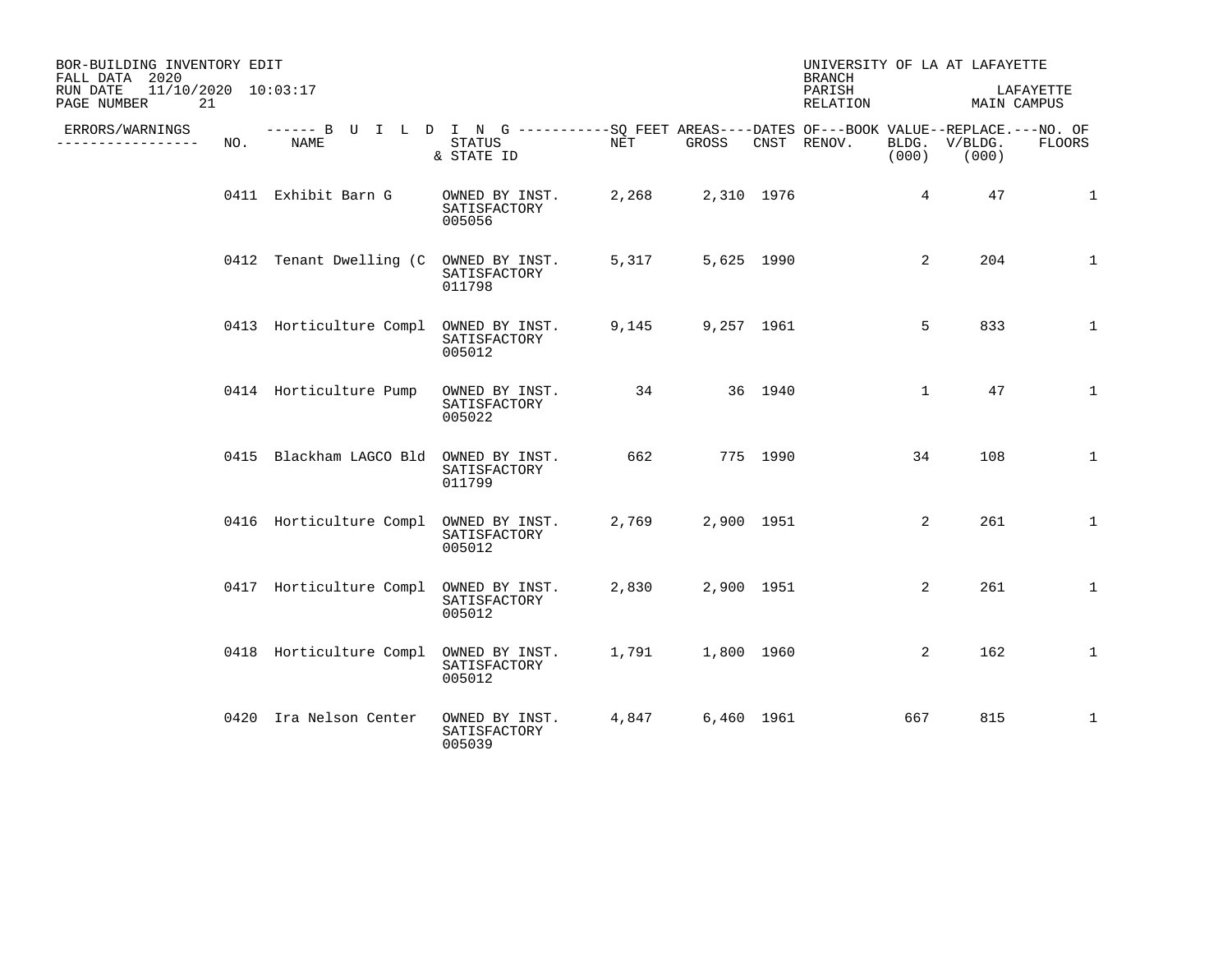BOR-BUILDING INVENTORY EDIT
FALL DATA 2020
RUN DATE 11/10/2020 10:03:17

UNIVERSITY OF LA AT LAFAYETTE
BRANCH
PARISH LAFAYETTE
RELATION MAIN CAMPUS

| ERRORS/WARNINGS | NO. | NAME | STATUS & STATE ID | NET | GROSS | CNST | RENOV. | BLDG. (000) | V/BLDG. (000) | NO. OF FLOORS |
|---|---|---|---|---|---|---|---|---|---|---|
| | 0411 | Exhibit Barn G | OWNED BY INST. SATISFACTORY 005056 | 2,268 | 2,310 | 1976 | | 4 | 47 | 1 |
| | 0412 | Tenant Dwelling (C | OWNED BY INST. SATISFACTORY 011798 | 5,317 | 5,625 | 1990 | | 2 | 204 | 1 |
| | 0413 | Horticulture Compl | OWNED BY INST. SATISFACTORY 005012 | 9,145 | 9,257 | 1961 | | 5 | 833 | 1 |
| | 0414 | Horticulture Pump | OWNED BY INST. SATISFACTORY 005022 | 34 | 36 | 1940 | | 1 | 47 | 1 |
| | 0415 | Blackham LAGCO Bld | OWNED BY INST. SATISFACTORY 011799 | 662 | 775 | 1990 | | 34 | 108 | 1 |
| | 0416 | Horticulture Compl | OWNED BY INST. SATISFACTORY 005012 | 2,769 | 2,900 | 1951 | | 2 | 261 | 1 |
| | 0417 | Horticulture Compl | OWNED BY INST. SATISFACTORY 005012 | 2,830 | 2,900 | 1951 | | 2 | 261 | 1 |
| | 0418 | Horticulture Compl | OWNED BY INST. SATISFACTORY 005012 | 1,791 | 1,800 | 1960 | | 2 | 162 | 1 |
| | 0420 | Ira Nelson Center | OWNED BY INST. SATISFACTORY 005039 | 4,847 | 6,460 | 1961 | | 667 | 815 | 1 |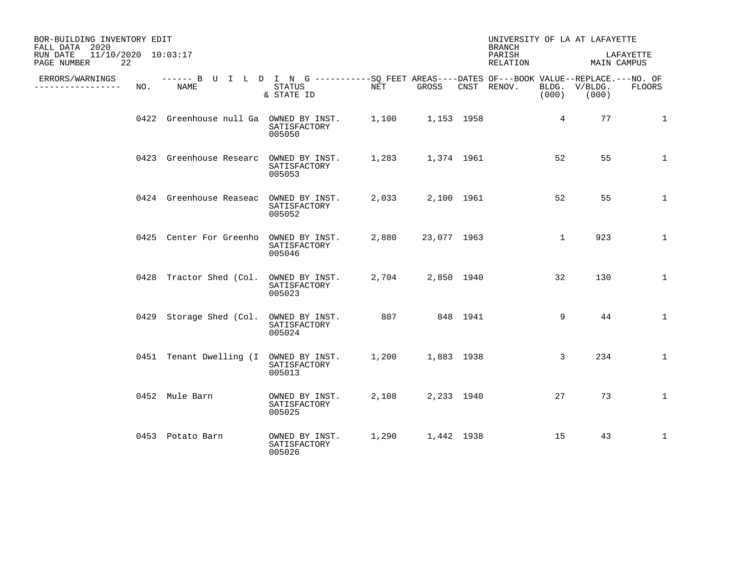BOR-BUILDING INVENTORY EDIT
FALL DATA 2020
RUN DATE 11/10/2020 10:03:17
PAGE NUMBER 22

UNIVERSITY OF LA AT LAFAYETTE
BRANCH
PARISH LAFAYETTE
RELATION MAIN CAMPUS

| ERRORS/WARNINGS | NO. | BUILDING NAME | STATUS & STATE ID | SQ FEET AREAS NET | SQ FEET AREAS GROSS | DATES OF CNST | DATES OF RENOV. | BOOK VALUE BLDG. (000) | REPLACE. V/BLDG. (000) | NO. OF FLOORS |
|---|---|---|---|---|---|---|---|---|---|---|
| | 0422 | Greenhouse null Ga | OWNED BY INST. SATISFACTORY 005050 | 1,100 | 1,153 | 1958 | | 4 | 77 | 1 |
| | 0423 | Greenhouse Researc | OWNED BY INST. SATISFACTORY 005053 | 1,283 | 1,374 | 1961 | | 52 | 55 | 1 |
| | 0424 | Greenhouse Reaseac | OWNED BY INST. SATISFACTORY 005052 | 2,033 | 2,100 | 1961 | | 52 | 55 | 1 |
| | 0425 | Center For Greenho | OWNED BY INST. SATISFACTORY 005046 | 2,880 | 23,077 | 1963 | | 1 | 923 | 1 |
| | 0428 | Tractor Shed (Col. | OWNED BY INST. SATISFACTORY 005023 | 2,704 | 2,850 | 1940 | | 32 | 130 | 1 |
| | 0429 | Storage Shed (Col. | OWNED BY INST. SATISFACTORY 005024 | 807 | 848 | 1941 | | 9 | 44 | 1 |
| | 0451 | Tenant Dwelling (I | OWNED BY INST. SATISFACTORY 005013 | 1,200 | 1,883 | 1938 | | 3 | 234 | 1 |
| | 0452 | Mule Barn | OWNED BY INST. SATISFACTORY 005025 | 2,108 | 2,233 | 1940 | | 27 | 73 | 1 |
| | 0453 | Potato Barn | OWNED BY INST. SATISFACTORY 005026 | 1,290 | 1,442 | 1938 | | 15 | 43 | 1 |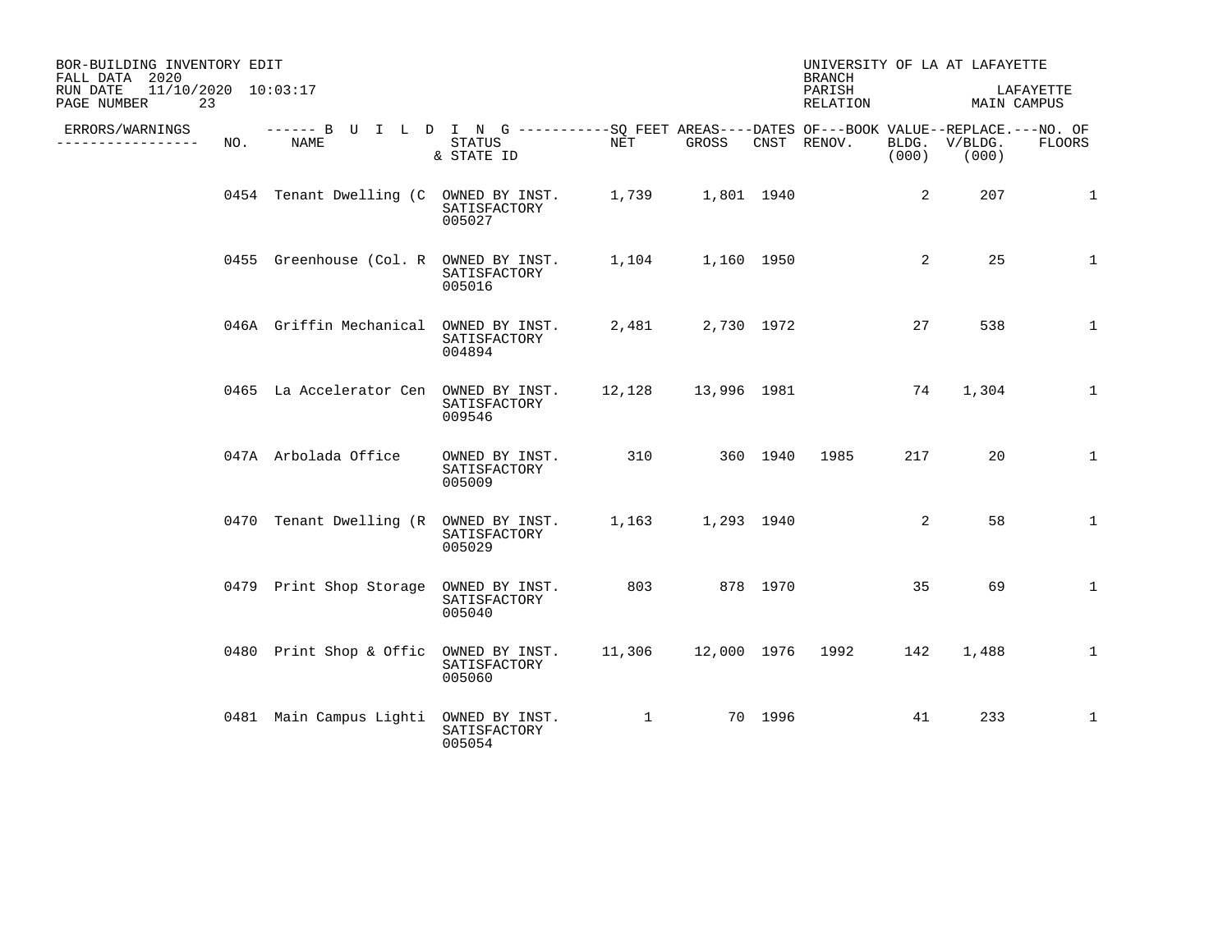BOR-BUILDING INVENTORY EDIT
FALL DATA 2020
RUN DATE 11/10/2020 10:03:17

UNIVERSITY OF LA AT LAFAYETTE
BRANCH
PARISH LAFAYETTE
RELATION MAIN CAMPUS

| ERRORS/WARNINGS | NO. | NAME | STATUS & STATE ID | NET | GROSS | CNST | RENOV. | BOOK VALUE BLDG. (000) | REPLACE. V/BLDG. (000) | NO. OF FLOORS |
|---|---|---|---|---|---|---|---|---|---|---|
| | 0454 | Tenant Dwelling (C | OWNED BY INST. SATISFACTORY 005027 | 1,739 | 1,801 | 1940 | | 2 | 207 | 1 |
| | 0455 | Greenhouse (Col. R | OWNED BY INST. SATISFACTORY 005016 | 1,104 | 1,160 | 1950 | | 2 | 25 | 1 |
| | 046A | Griffin Mechanical | OWNED BY INST. SATISFACTORY 004894 | 2,481 | 2,730 | 1972 | | 27 | 538 | 1 |
| | 0465 | La Accelerator Cen | OWNED BY INST. SATISFACTORY 009546 | 12,128 | 13,996 | 1981 | | 74 | 1,304 | 1 |
| | 047A | Arbolada Office | OWNED BY INST. SATISFACTORY 005009 | 310 | 360 | 1940 | 1985 | 217 | 20 | 1 |
| | 0470 | Tenant Dwelling (R | OWNED BY INST. SATISFACTORY 005029 | 1,163 | 1,293 | 1940 | | 2 | 58 | 1 |
| | 0479 | Print Shop Storage | OWNED BY INST. SATISFACTORY 005040 | 803 | 878 | 1970 | | 35 | 69 | 1 |
| | 0480 | Print Shop & Offic | OWNED BY INST. SATISFACTORY 005060 | 11,306 | 12,000 | 1976 | 1992 | 142 | 1,488 | 1 |
| | 0481 | Main Campus Lighti | OWNED BY INST. SATISFACTORY 005054 | 1 | 70 | 1996 | | 41 | 233 | 1 |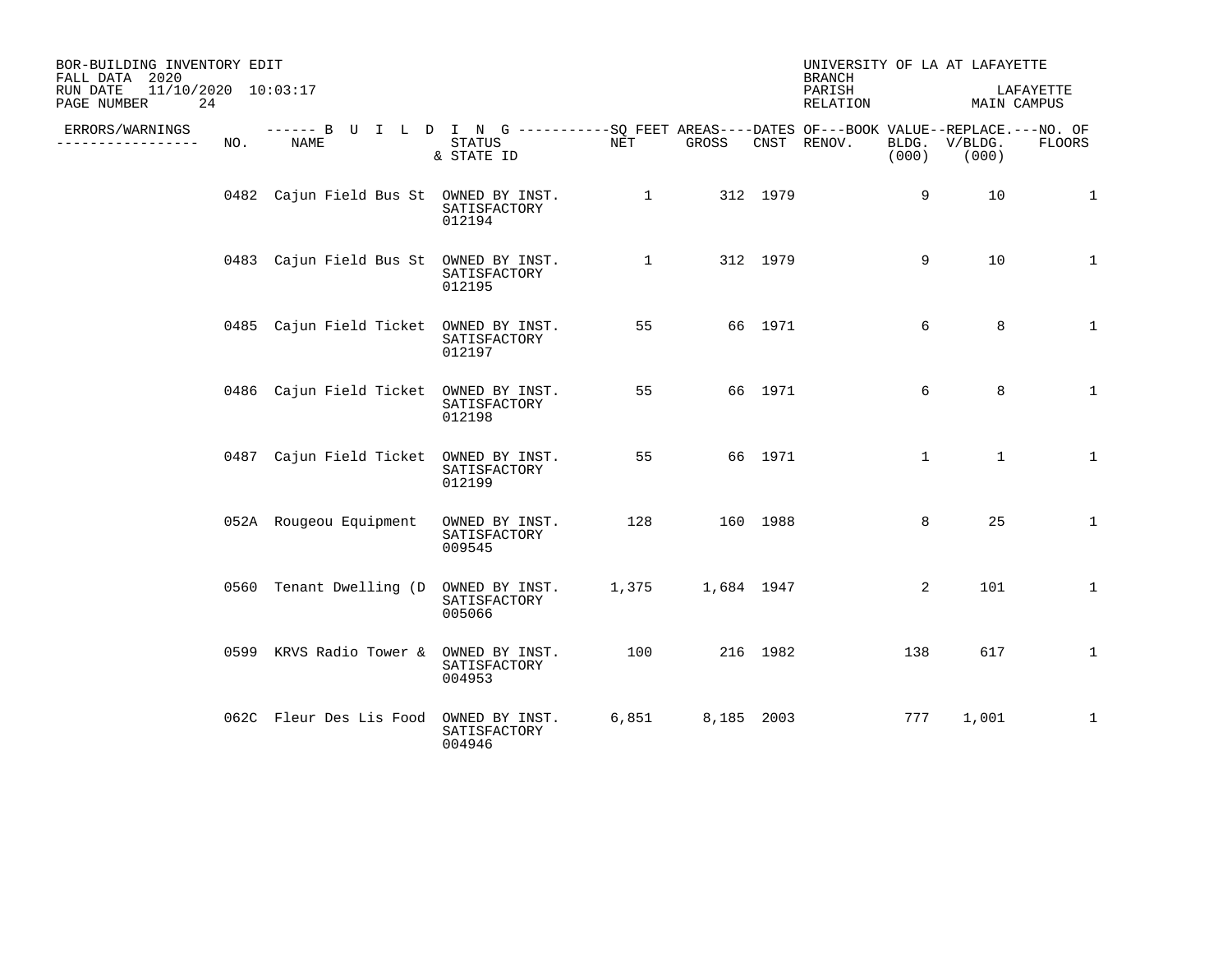BOR-BUILDING INVENTORY EDIT
FALL DATA 2020
RUN DATE 11/10/2020 10:03:17

UNIVERSITY OF LA AT LAFAYETTE
BRANCH
PARISH LAFAYETTE
RELATION MAIN CAMPUS

| ERRORS/WARNINGS | NO. | BUILDING NAME | STATUS & STATE ID | SQ FEET AREAS NET | SQ FEET AREAS GROSS | DATES OF CNST | DATES OF RENOV. | BOOK VALUE BLDG. (000) | REPLACE. V/BLDG. (000) | NO. OF FLOORS |
|---|---|---|---|---|---|---|---|---|---|---|
| | 0482 | Cajun Field Bus St | OWNED BY INST. SATISFACTORY 012194 | 1 | 312 | 1979 | | 9 | 10 | 1 |
| | 0483 | Cajun Field Bus St | OWNED BY INST. SATISFACTORY 012195 | 1 | 312 | 1979 | | 9 | 10 | 1 |
| | 0485 | Cajun Field Ticket | OWNED BY INST. SATISFACTORY 012197 | 55 | 66 | 1971 | | 6 | 8 | 1 |
| | 0486 | Cajun Field Ticket | OWNED BY INST. SATISFACTORY 012198 | 55 | 66 | 1971 | | 6 | 8 | 1 |
| | 0487 | Cajun Field Ticket | OWNED BY INST. SATISFACTORY 012199 | 55 | 66 | 1971 | | 1 | 1 | 1 |
| | 052A | Rougeou Equipment | OWNED BY INST. SATISFACTORY 009545 | 128 | 160 | 1988 | | 8 | 25 | 1 |
| | 0560 | Tenant Dwelling (D | OWNED BY INST. SATISFACTORY 005066 | 1,375 | 1,684 | 1947 | | 2 | 101 | 1 |
| | 0599 | KRVS Radio Tower & | OWNED BY INST. SATISFACTORY 004953 | 100 | 216 | 1982 | | 138 | 617 | 1 |
| | 062C | Fleur Des Lis Food | OWNED BY INST. SATISFACTORY 004946 | 6,851 | 8,185 | 2003 | | 777 | 1,001 | 1 |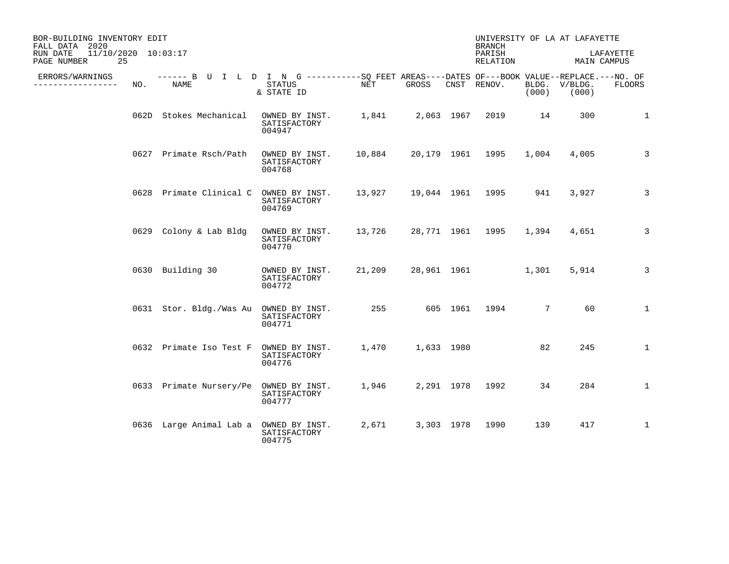BOR-BUILDING INVENTORY EDIT
FALL DATA 2020
RUN DATE 11/10/2020 10:03:17
PAGE NUMBER 25

UNIVERSITY OF LA AT LAFAYETTE
BRANCH
PARISH LAFAYETTE
RELATION MAIN CAMPUS

| ERRORS/WARNINGS | NO. | NAME | STATUS & STATE ID | NET | GROSS | CNST | RENOV. | BLDG. (000) | V/BLDG. (000) | FLOORS |
|---|---|---|---|---|---|---|---|---|---|---|
| | 062D | Stokes Mechanical | OWNED BY INST. SATISFACTORY 004947 | 1,841 | 2,063 | 1967 | 2019 | 14 | 300 | 1 |
| | 0627 | Primate Rsch/Path | OWNED BY INST. SATISFACTORY 004768 | 10,884 | 20,179 | 1961 | 1995 | 1,004 | 4,005 | 3 |
| | 0628 | Primate Clinical C | OWNED BY INST. SATISFACTORY 004769 | 13,927 | 19,044 | 1961 | 1995 | 941 | 3,927 | 3 |
| | 0629 | Colony & Lab Bldg | OWNED BY INST. SATISFACTORY 004770 | 13,726 | 28,771 | 1961 | 1995 | 1,394 | 4,651 | 3 |
| | 0630 | Building 30 | OWNED BY INST. SATISFACTORY 004772 | 21,209 | 28,961 | 1961 | | 1,301 | 5,914 | 3 |
| | 0631 | Stor. Bldg./Was Au | OWNED BY INST. SATISFACTORY 004771 | 255 | 605 | 1961 | 1994 | 7 | 60 | 1 |
| | 0632 | Primate Iso Test F | OWNED BY INST. SATISFACTORY 004776 | 1,470 | 1,633 | 1980 | | 82 | 245 | 1 |
| | 0633 | Primate Nursery/Pe | OWNED BY INST. SATISFACTORY 004777 | 1,946 | 2,291 | 1978 | 1992 | 34 | 284 | 1 |
| | 0636 | Large Animal Lab a | OWNED BY INST. SATISFACTORY 004775 | 2,671 | 3,303 | 1978 | 1990 | 139 | 417 | 1 |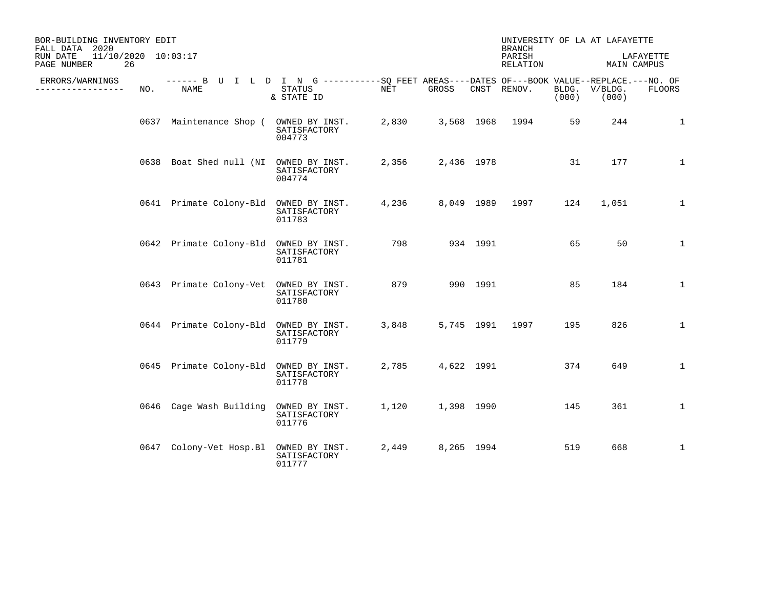BOR-BUILDING INVENTORY EDIT
FALL DATA 2020
RUN DATE 11/10/2020 10:03:17
PAGE NUMBER 26

UNIVERSITY OF LA AT LAFAYETTE
BRANCH
PARISH LAFAYETTE
RELATION MAIN CAMPUS

| ERRORS/WARNINGS | NO. | BUILDING NAME | STATUS & STATE ID | SQ FEET AREAS NET | SQ FEET AREAS GROSS | DATES OF CNST | DATES OF RENOV. | BOOK VALUE BLDG. (000) | REPLACE. V/BLDG. (000) | NO. OF FLOORS |
|---|---|---|---|---|---|---|---|---|---|---|
| | 0637 | Maintenance Shop ( | OWNED BY INST. SATISFACTORY 004773 | 2,830 | 3,568 | 1968 | 1994 | 59 | 244 | 1 |
| | 0638 | Boat Shed null (NI | OWNED BY INST. SATISFACTORY 004774 | 2,356 | 2,436 | 1978 | | 31 | 177 | 1 |
| | 0641 | Primate Colony-Bld | OWNED BY INST. SATISFACTORY 011783 | 4,236 | 8,049 | 1989 | 1997 | 124 | 1,051 | 1 |
| | 0642 | Primate Colony-Bld | OWNED BY INST. SATISFACTORY 011781 | 798 | 934 | 1991 | | 65 | 50 | 1 |
| | 0643 | Primate Colony-Vet | OWNED BY INST. SATISFACTORY 011780 | 879 | 990 | 1991 | | 85 | 184 | 1 |
| | 0644 | Primate Colony-Bld | OWNED BY INST. SATISFACTORY 011779 | 3,848 | 5,745 | 1991 | 1997 | 195 | 826 | 1 |
| | 0645 | Primate Colony-Bld | OWNED BY INST. SATISFACTORY 011778 | 2,785 | 4,622 | 1991 | | 374 | 649 | 1 |
| | 0646 | Cage Wash Building | OWNED BY INST. SATISFACTORY 011776 | 1,120 | 1,398 | 1990 | | 145 | 361 | 1 |
| | 0647 | Colony-Vet Hosp.Bl | OWNED BY INST. SATISFACTORY 011777 | 2,449 | 8,265 | 1994 | | 519 | 668 | 1 |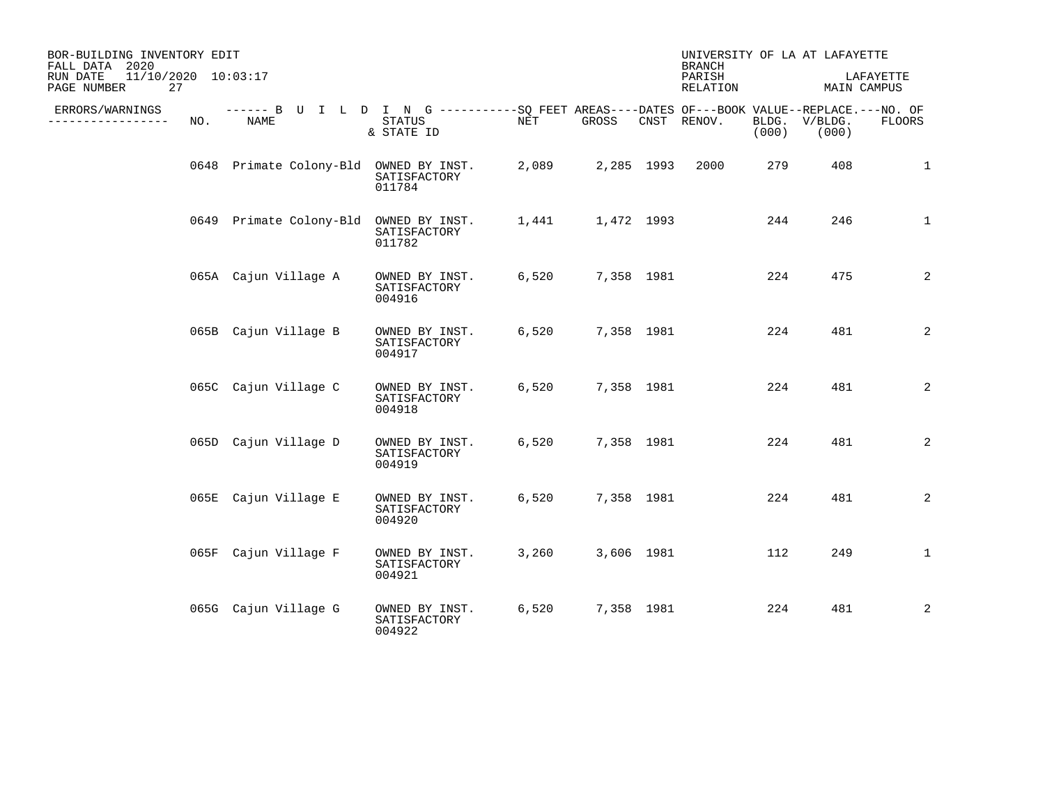BOR-BUILDING INVENTORY EDIT
FALL DATA 2020
RUN DATE 11/10/2020 10:03:17

UNIVERSITY OF LA AT LAFAYETTE
BRANCH
PARISH LAFAYETTE
RELATION MAIN CAMPUS

| ERRORS/WARNINGS | NO. | NAME | STATUS & STATE ID | NET | GROSS | CNST | RENOV. | BOOK VALUE BLDG. (000) | REPLACE. V/BLDG. (000) | NO. OF FLOORS |
|---|---|---|---|---|---|---|---|---|---|---|
| | 0648 | Primate Colony-Bld | OWNED BY INST. SATISFACTORY 011784 | 2,089 | 2,285 | 1993 | 2000 | 279 | 408 | 1 |
| | 0649 | Primate Colony-Bld | OWNED BY INST. SATISFACTORY 011782 | 1,441 | 1,472 | 1993 | | 244 | 246 | 1 |
| | 065A | Cajun Village A | OWNED BY INST. SATISFACTORY 004916 | 6,520 | 7,358 | 1981 | | 224 | 475 | 2 |
| | 065B | Cajun Village B | OWNED BY INST. SATISFACTORY 004917 | 6,520 | 7,358 | 1981 | | 224 | 481 | 2 |
| | 065C | Cajun Village C | OWNED BY INST. SATISFACTORY 004918 | 6,520 | 7,358 | 1981 | | 224 | 481 | 2 |
| | 065D | Cajun Village D | OWNED BY INST. SATISFACTORY 004919 | 6,520 | 7,358 | 1981 | | 224 | 481 | 2 |
| | 065E | Cajun Village E | OWNED BY INST. SATISFACTORY 004920 | 6,520 | 7,358 | 1981 | | 224 | 481 | 2 |
| | 065F | Cajun Village F | OWNED BY INST. SATISFACTORY 004921 | 3,260 | 3,606 | 1981 | | 112 | 249 | 1 |
| | 065G | Cajun Village G | OWNED BY INST. SATISFACTORY 004922 | 6,520 | 7,358 | 1981 | | 224 | 481 | 2 |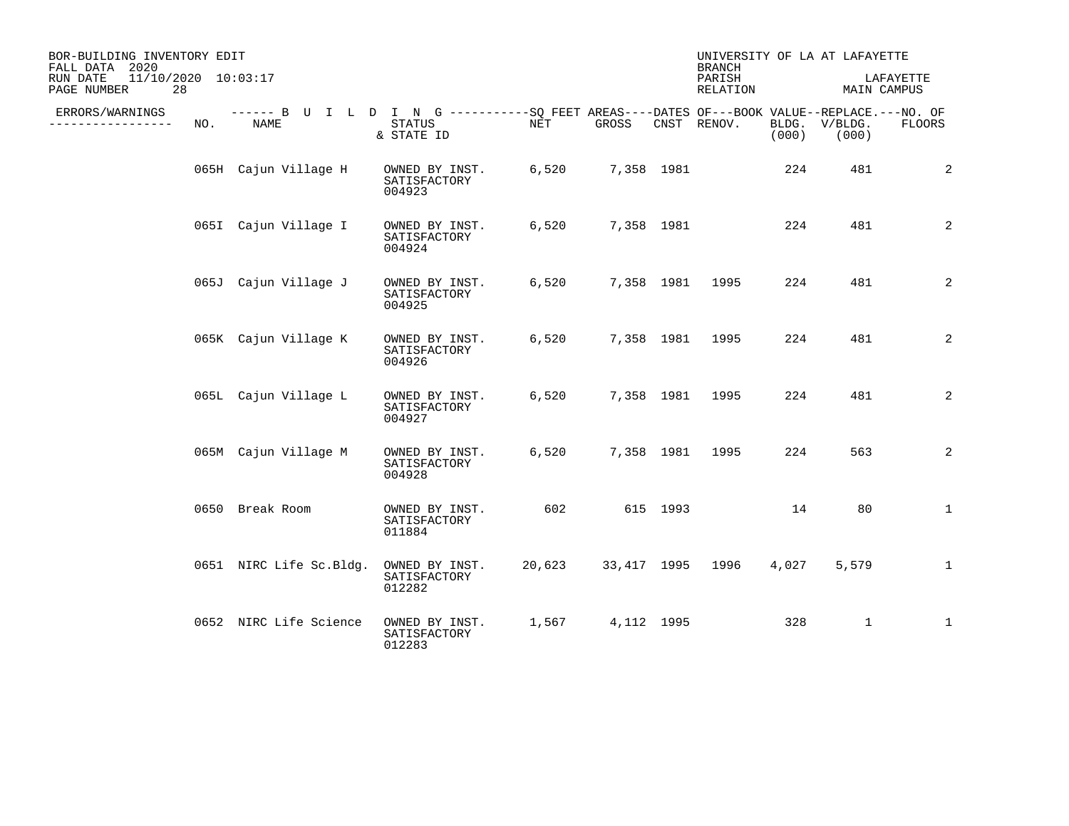BOR-BUILDING INVENTORY EDIT
FALL DATA 2020
RUN DATE 11/10/2020 10:03:17
PAGE NUMBER 28

UNIVERSITY OF LA AT LAFAYETTE
BRANCH
PARISH LAFAYETTE
RELATION MAIN CAMPUS

| ERRORS/WARNINGS | NO. | NAME | STATUS & STATE ID | NET | GROSS | CNST | RENOV. | BLDG. (000) | V/BLDG. (000) | NO. OF FLOORS |
|---|---|---|---|---|---|---|---|---|---|---|
| | 065H | Cajun Village H | OWNED BY INST. SATISFACTORY 004923 | 6,520 | 7,358 | 1981 | | 224 | 481 | 2 |
| | 065I | Cajun Village I | OWNED BY INST. SATISFACTORY 004924 | 6,520 | 7,358 | 1981 | | 224 | 481 | 2 |
| | 065J | Cajun Village J | OWNED BY INST. SATISFACTORY 004925 | 6,520 | 7,358 | 1981 | 1995 | 224 | 481 | 2 |
| | 065K | Cajun Village K | OWNED BY INST. SATISFACTORY 004926 | 6,520 | 7,358 | 1981 | 1995 | 224 | 481 | 2 |
| | 065L | Cajun Village L | OWNED BY INST. SATISFACTORY 004927 | 6,520 | 7,358 | 1981 | 1995 | 224 | 481 | 2 |
| | 065M | Cajun Village M | OWNED BY INST. SATISFACTORY 004928 | 6,520 | 7,358 | 1981 | 1995 | 224 | 563 | 2 |
| | 0650 | Break Room | OWNED BY INST. SATISFACTORY 011884 | 602 | 615 | 1993 | | 14 | 80 | 1 |
| | 0651 | NIRC Life Sc.Bldg. | OWNED BY INST. SATISFACTORY 012282 | 20,623 | 33,417 | 1995 | 1996 | 4,027 | 5,579 | 1 |
| | 0652 | NIRC Life Science | OWNED BY INST. SATISFACTORY 012283 | 1,567 | 4,112 | 1995 | | 328 | 1 | 1 |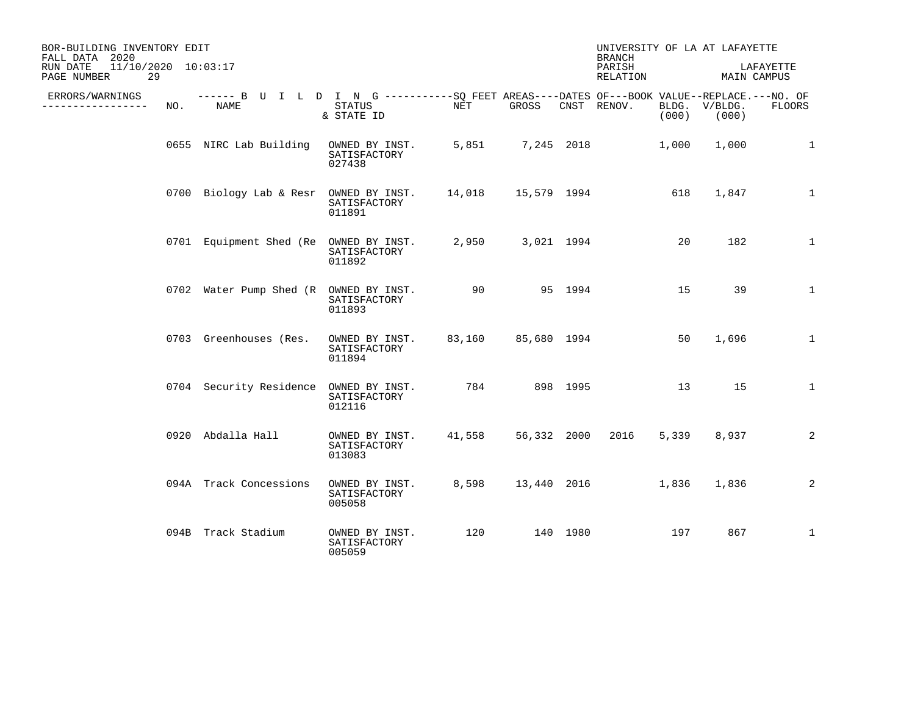BOR-BUILDING INVENTORY EDIT
FALL DATA 2020
RUN DATE 11/10/2020 10:03:17

UNIVERSITY OF LA AT LAFAYETTE
BRANCH
PARISH LAFAYETTE
RELATION MAIN CAMPUS

| ERRORS/WARNINGS | NO. | NAME | STATUS & STATE ID | NET | GROSS | CNST | RENOV. | BOOK VALUE BLDG. (000) | REPLACE. V/BLDG. (000) | NO. OF FLOORS |
|---|---|---|---|---|---|---|---|---|---|---|
| | 0655 | NIRC Lab Building | OWNED BY INST. SATISFACTORY 027438 | 5,851 | 7,245 | 2018 | | 1,000 | 1,000 | 1 |
| | 0700 | Biology Lab & Resr | OWNED BY INST. SATISFACTORY 011891 | 14,018 | 15,579 | 1994 | | 618 | 1,847 | 1 |
| | 0701 | Equipment Shed (Re | OWNED BY INST. SATISFACTORY 011892 | 2,950 | 3,021 | 1994 | | 20 | 182 | 1 |
| | 0702 | Water Pump Shed (R | OWNED BY INST. SATISFACTORY 011893 | 90 | 95 | 1994 | | 15 | 39 | 1 |
| | 0703 | Greenhouses (Res. | OWNED BY INST. SATISFACTORY 011894 | 83,160 | 85,680 | 1994 | | 50 | 1,696 | 1 |
| | 0704 | Security Residence | OWNED BY INST. SATISFACTORY 012116 | 784 | 898 | 1995 | | 13 | 15 | 1 |
| | 0920 | Abdalla Hall | OWNED BY INST. SATISFACTORY 013083 | 41,558 | 56,332 | 2000 | 2016 | 5,339 | 8,937 | 2 |
| | 094A | Track Concessions | OWNED BY INST. SATISFACTORY 005058 | 8,598 | 13,440 | 2016 | | 1,836 | 1,836 | 2 |
| | 094B | Track Stadium | OWNED BY INST. SATISFACTORY 005059 | 120 | 140 | 1980 | | 197 | 867 | 1 |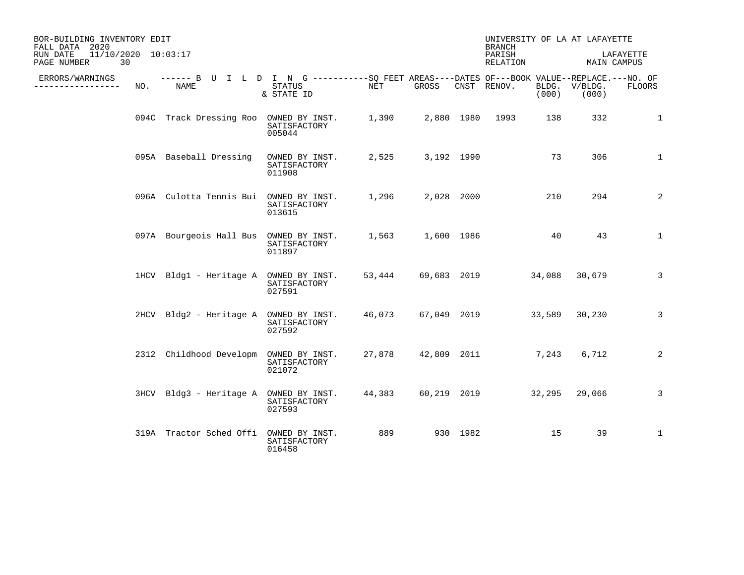BOR-BUILDING INVENTORY EDIT
FALL DATA 2020
RUN DATE 11/10/2020 10:03:17

UNIVERSITY OF LA AT LAFAYETTE
BRANCH
PARISH LAFAYETTE
RELATION MAIN CAMPUS

| ERRORS/WARNINGS | NO. | NAME | STATUS & STATE ID | NET | GROSS | CNST | RENOV. | BLDG. (000) | V/BLDG. (000) | NO. OF FLOORS |
|---|---|---|---|---|---|---|---|---|---|---|
| | 094C | Track Dressing Roo | OWNED BY INST. SATISFACTORY 005044 | 1,390 | 2,880 | 1980 | 1993 | 138 | 332 | 1 |
| | 095A | Baseball Dressing | OWNED BY INST. SATISFACTORY 011908 | 2,525 | 3,192 | 1990 | | 73 | 306 | 1 |
| | 096A | Culotta Tennis Bui | OWNED BY INST. SATISFACTORY 013615 | 1,296 | 2,028 | 2000 | | 210 | 294 | 2 |
| | 097A | Bourgeois Hall Bus | OWNED BY INST. SATISFACTORY 011897 | 1,563 | 1,600 | 1986 | | 40 | 43 | 1 |
| | 1HCV | Bldg1 - Heritage A | OWNED BY INST. SATISFACTORY 027591 | 53,444 | 69,683 | 2019 | | 34,088 | 30,679 | 3 |
| | 2HCV | Bldg2 - Heritage A | OWNED BY INST. SATISFACTORY 027592 | 46,073 | 67,049 | 2019 | | 33,589 | 30,230 | 3 |
| | 2312 | Childhood Developm | OWNED BY INST. SATISFACTORY 021072 | 27,878 | 42,809 | 2011 | | 7,243 | 6,712 | 2 |
| | 3HCV | Bldg3 - Heritage A | OWNED BY INST. SATISFACTORY 027593 | 44,383 | 60,219 | 2019 | | 32,295 | 29,066 | 3 |
| | 319A | Tractor Sched Offi | OWNED BY INST. SATISFACTORY 016458 | 889 | 930 | 1982 | | 15 | 39 | 1 |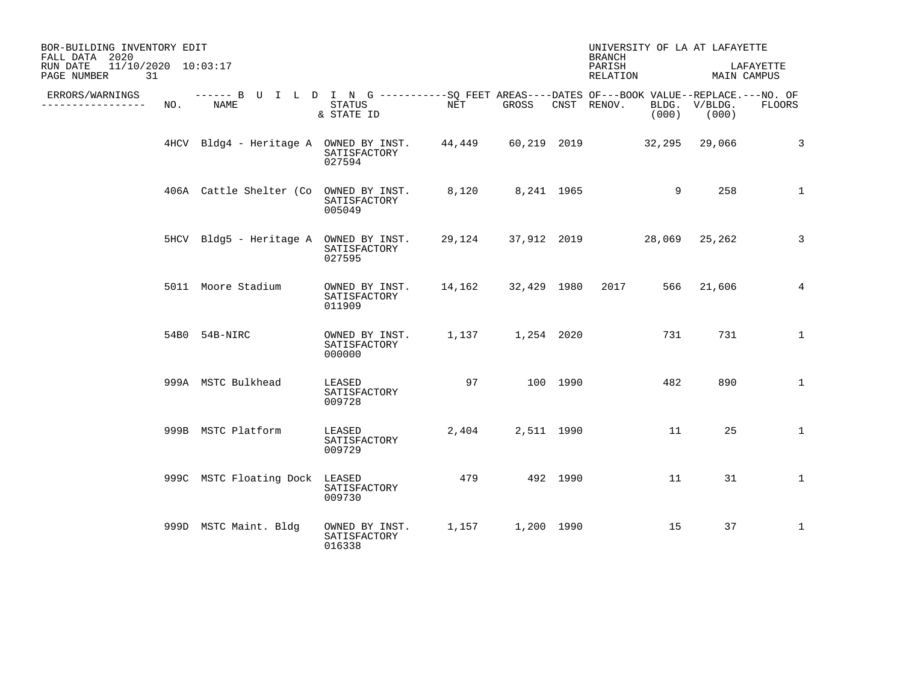BOR-BUILDING INVENTORY EDIT
FALL DATA 2020
RUN DATE 11/10/2020 10:03:17

UNIVERSITY OF LA AT LAFAYETTE
BRANCH
PARISH LAFAYETTE
RELATION MAIN CAMPUS

| ERRORS/WARNINGS | NO. | NAME | STATUS & STATE ID | NET | GROSS | CNST | RENOV. | BOOK VALUE BLDG. (000) | REPLACE. V/BLDG. (000) | NO. OF FLOORS |
|---|---|---|---|---|---|---|---|---|---|---|
| | 4HCV | Bldg4 - Heritage A | OWNED BY INST. SATISFACTORY 027594 | 44,449 | 60,219 | 2019 | | 32,295 | 29,066 | 3 |
| | 406A | Cattle Shelter (Co | OWNED BY INST. SATISFACTORY 005049 | 8,120 | 8,241 | 1965 | | 9 | 258 | 1 |
| | 5HCV | Bldg5 - Heritage A | OWNED BY INST. SATISFACTORY 027595 | 29,124 | 37,912 | 2019 | | 28,069 | 25,262 | 3 |
| | 5011 | Moore Stadium | OWNED BY INST. SATISFACTORY 011909 | 14,162 | 32,429 | 1980 | 2017 | 566 | 21,606 | 4 |
| | 54B0 | 54B-NIRC | OWNED BY INST. SATISFACTORY 000000 | 1,137 | 1,254 | 2020 | | 731 | 731 | 1 |
| | 999A | MSTC Bulkhead | LEASED SATISFACTORY 009728 | 97 | 100 | 1990 | | 482 | 890 | 1 |
| | 999B | MSTC Platform | LEASED SATISFACTORY 009729 | 2,404 | 2,511 | 1990 | | 11 | 25 | 1 |
| | 999C | MSTC Floating Dock | LEASED SATISFACTORY 009730 | 479 | 492 | 1990 | | 11 | 31 | 1 |
| | 999D | MSTC Maint. Bldg | OWNED BY INST. SATISFACTORY 016338 | 1,157 | 1,200 | 1990 | | 15 | 37 | 1 |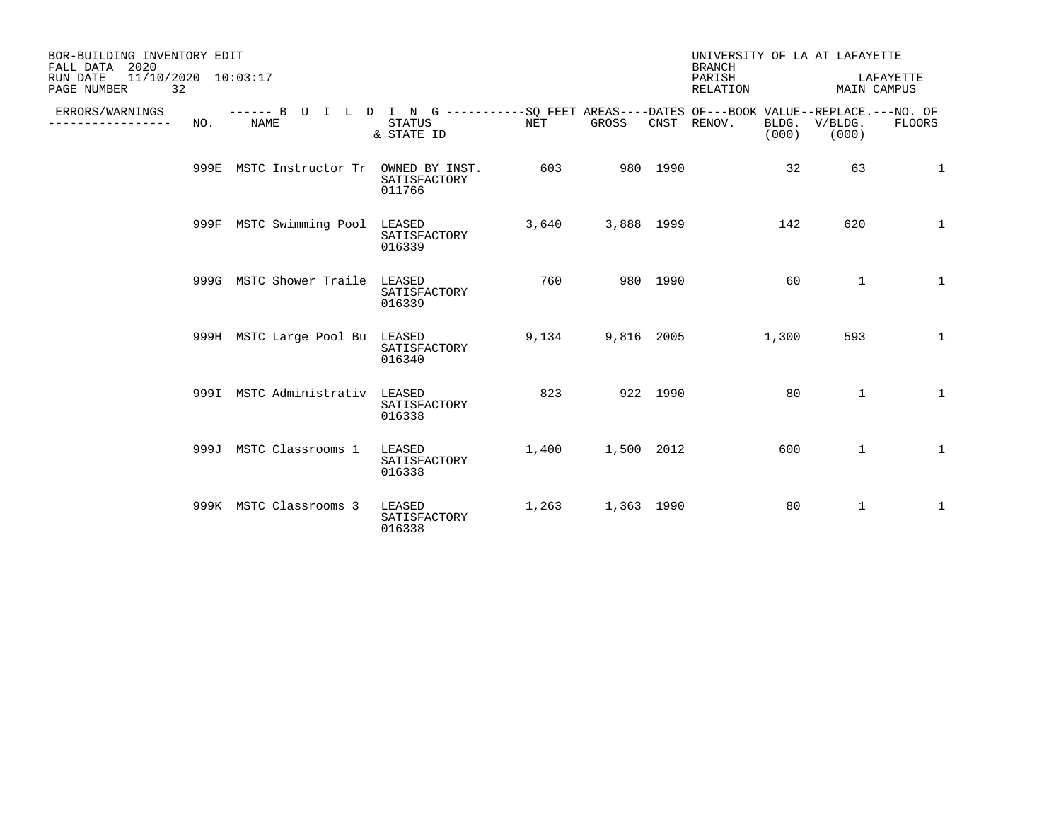BOR-BUILDING INVENTORY EDIT
FALL DATA 2020
RUN DATE 11/10/2020 10:03:17

UNIVERSITY OF LA AT LAFAYETTE
BRANCH
PARISH LAFAYETTE
RELATION MAIN CAMPUS

| ERRORS/WARNINGS | NO. | NAME | STATUS & STATE ID | NET | GROSS | CNST | RENOV. | BOOK VALUE BLDG. (000) | REPLACE. V/BLDG. (000) | NO. OF FLOORS |
|---|---|---|---|---|---|---|---|---|---|---|
| | 999E | MSTC Instructor Tr | OWNED BY INST. SATISFACTORY 011766 | 603 | 980 | 1990 | | 32 | 63 | 1 |
| | 999F | MSTC Swimming Pool | LEASED SATISFACTORY 016339 | 3,640 | 3,888 | 1999 | | 142 | 620 | 1 |
| | 999G | MSTC Shower Traile | LEASED SATISFACTORY 016339 | 760 | 980 | 1990 | | 60 | 1 | 1 |
| | 999H | MSTC Large Pool Bu | LEASED SATISFACTORY 016340 | 9,134 | 9,816 | 2005 | | 1,300 | 593 | 1 |
| | 999I | MSTC Administrativ | LEASED SATISFACTORY 016338 | 823 | 922 | 1990 | | 80 | 1 | 1 |
| | 999J | MSTC Classrooms 1 | LEASED SATISFACTORY 016338 | 1,400 | 1,500 | 2012 | | 600 | 1 | 1 |
| | 999K | MSTC Classrooms 3 | LEASED SATISFACTORY 016338 | 1,263 | 1,363 | 1990 | | 80 | 1 | 1 |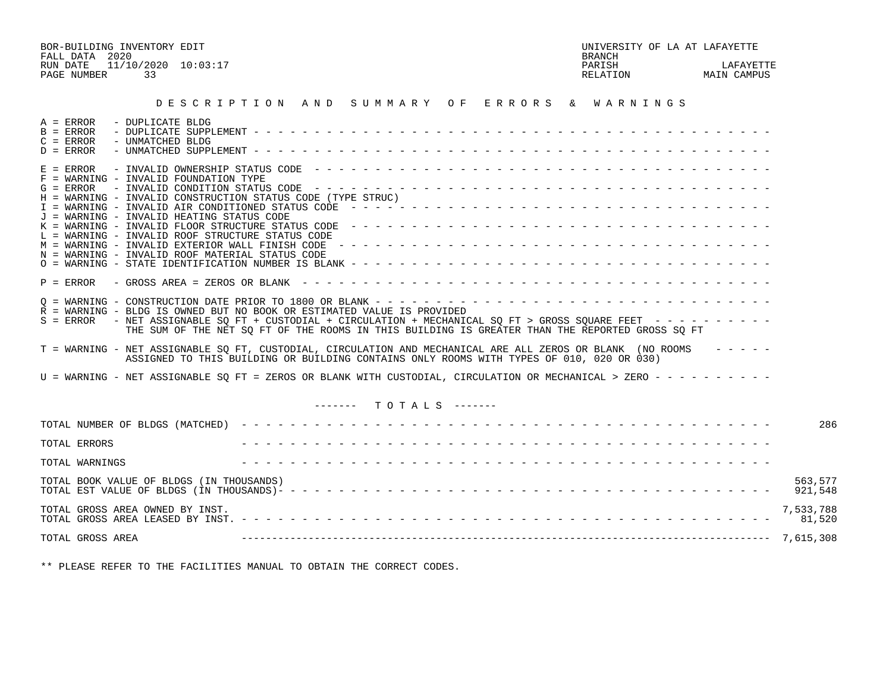BOR-BUILDING INVENTORY EDIT
FALL DATA 2020
RUN DATE 11/10/2020 10:03:17

UNIVERSITY OF LA AT LAFAYETTE
BRANCH
PARISH LAFAYETTE
RELATION MAIN CAMPUS

## DESCRIPTION AND SUMMARY OF ERRORS & WARNINGS

A = ERROR - DUPLICATE BLDG
B = ERROR - DUPLICATE SUPPLEMENT
C = ERROR - UNMATCHED BLDG
D = ERROR - UNMATCHED SUPPLEMENT

E = ERROR - INVALID OWNERSHIP STATUS CODE
F = WARNING - INVALID FOUNDATION TYPE
G = ERROR - INVALID CONDITION STATUS CODE
H = WARNING - INVALID CONSTRUCTION STATUS CODE (TYPE STRUC)
I = WARNING - INVALID AIR CONDITIONED STATUS CODE
J = WARNING - INVALID HEATING STATUS CODE
K = WARNING - INVALID FLOOR STRUCTURE STATUS CODE
L = WARNING - INVALID ROOF STRUCTURE STATUS CODE
M = WARNING - INVALID EXTERIOR WALL FINISH CODE
N = WARNING - INVALID ROOF MATERIAL STATUS CODE
O = WARNING - STATE IDENTIFICATION NUMBER IS BLANK

P = ERROR - GROSS AREA = ZEROS OR BLANK

Q = WARNING - CONSTRUCTION DATE PRIOR TO 1800 OR BLANK
R = WARNING - BLDG IS OWNED BUT NO BOOK OR ESTIMATED VALUE IS PROVIDED
S = ERROR - NET ASSIGNABLE SQ FT + CUSTODIAL + CIRCULATION + MECHANICAL SQ FT > GROSS SQUARE FEET
THE SUM OF THE NET SQ FT OF THE ROOMS IN THIS BUILDING IS GREATER THAN THE REPORTED GROSS SQ FT

T = WARNING - NET ASSIGNABLE SQ FT, CUSTODIAL, CIRCULATION AND MECHANICAL ARE ALL ZEROS OR BLANK (NO ROOMS ASSIGNED TO THIS BUILDING OR BUILDING CONTAINS ONLY ROOMS WITH TYPES OF 010, 020 OR 030)

U = WARNING - NET ASSIGNABLE SQ FT = ZEROS OR BLANK WITH CUSTODIAL, CIRCULATION OR MECHANICAL > ZERO

## TOTALS

| | |
|---|---|
| TOTAL NUMBER OF BLDGS (MATCHED) | 286 |
| TOTAL ERRORS | |
| TOTAL WARNINGS | |
| TOTAL BOOK VALUE OF BLDGS (IN THOUSANDS) | 563,577 |
| TOTAL EST VALUE OF BLDGS (IN THOUSANDS) | 921,548 |
| TOTAL GROSS AREA OWNED BY INST. | 7,533,788 |
| TOTAL GROSS AREA LEASED BY INST. | 81,520 |
| TOTAL GROSS AREA | 7,615,308 |

** PLEASE REFER TO THE FACILITIES MANUAL TO OBTAIN THE CORRECT CODES.